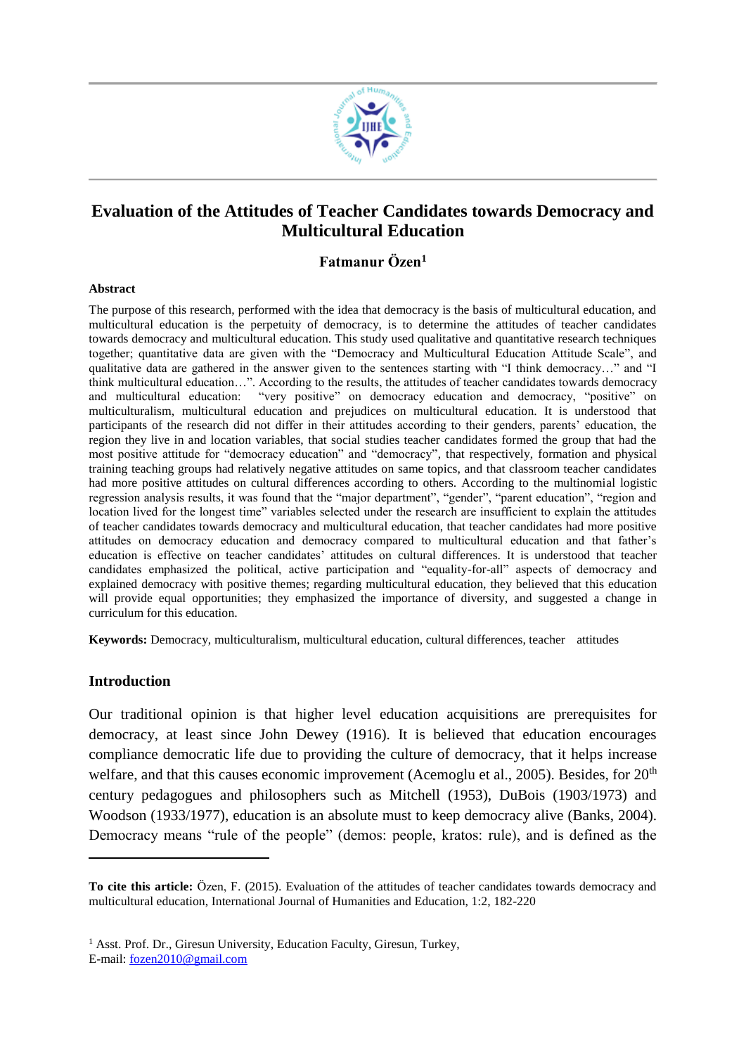# Evaluation of the Attitudes of Teacher Candidates towards Democracy and Multicultural Education

**Fatmanur Özen[1]**

**Abstract**

The purpose of this research, performed with the idea that democracy is the basis of multicultural education, and multicultural education is the perpetuity of democracy, is to determine the attitudes of teacher candidates towards democracy and multicultural education. This study used qualitative and quantitative research techniques together; quantitative data are given with the "Democracy and Multicultural Education Attitude Scale", and qualitative data are gathered in the answer given to the sentences starting with "I think democracy…" and "I think multicultural education…". According to the results, the attitudes of teacher candidates towards democracy and multicultural education: "very positive" on democracy education and democracy, "positive" on multiculturalism, multicultural education and prejudices on multicultural education. It is understood that participants of the research did not differ in their attitudes according to their genders, parents' education, the region they live in and location variables, that social studies teacher candidates formed the group that had the most positive attitude for "democracy education" and "democracy", that respectively, formation and physical training teaching groups had relatively negative attitudes on same topics, and that classroom teacher candidates had more positive attitudes on cultural differences according to others. According to the multinomial logistic regression analysis results, it was found that the "major department", "gender", "parent education", "region and location lived for the longest time" variables selected under the research are insufficient to explain the attitudes of teacher candidates towards democracy and multicultural education, that teacher candidates had more positive attitudes on democracy education and democracy compared to multicultural education and that father's education is effective on teacher candidates' attitudes on cultural differences. It is understood that teacher candidates emphasized the political, active participation and "equality-for-all" aspects of democracy and explained democracy with positive themes; regarding multicultural education, they believed that this education will provide equal opportunities; they emphasized the importance of diversity, and suggested a change in curriculum for this education.

**Keywords:** Democracy, multiculturalism, multicultural education, cultural differences, teacher attitudes

## Introduction

Our traditional opinion is that higher level education acquisitions are prerequisites for democracy, at least since John Dewey (1916). It is believed that education encourages compliance democratic life due to providing the culture of democracy, that it helps increase welfare, and that this causes economic improvement (Acemoglu et al., 2005). Besides, for 20th century pedagogues and philosophers such as Mitchell (1953), DuBois (1903/1973) and Woodson (1933/1977), education is an absolute must to keep democracy alive (Banks, 2004). Democracy means "rule of the people" (demos: people, kratos: rule), and is defined as the

---

**To cite this article:** Özen, F. (2015). Evaluation of the attitudes of teacher candidates towards democracy and multicultural education, International Journal of Humanities and Education, 1:2, 182-220

[1] Asst. Prof. Dr., Giresun University, Education Faculty, Giresun, Turkey,
E-mail: fozen2010@gmail.com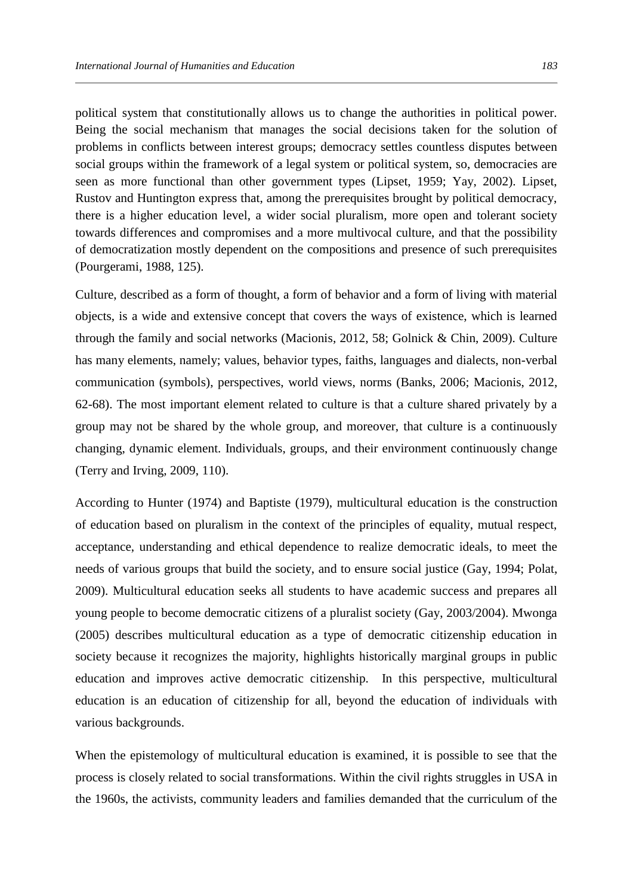political system that constitutionally allows us to change the authorities in political power. Being the social mechanism that manages the social decisions taken for the solution of problems in conflicts between interest groups; democracy settles countless disputes between social groups within the framework of a legal system or political system, so, democracies are seen as more functional than other government types (Lipset, 1959; Yay, 2002). Lipset, Rustov and Huntington express that, among the prerequisites brought by political democracy, there is a higher education level, a wider social pluralism, more open and tolerant society towards differences and compromises and a more multivocal culture, and that the possibility of democratization mostly dependent on the compositions and presence of such prerequisites (Pourgerami, 1988, 125).

Culture, described as a form of thought, a form of behavior and a form of living with material objects, is a wide and extensive concept that covers the ways of existence, which is learned through the family and social networks (Macionis, 2012, 58; Golnick & Chin, 2009). Culture has many elements, namely; values, behavior types, faiths, languages and dialects, non-verbal communication (symbols), perspectives, world views, norms (Banks, 2006; Macionis, 2012, 62-68). The most important element related to culture is that a culture shared privately by a group may not be shared by the whole group, and moreover, that culture is a continuously changing, dynamic element. Individuals, groups, and their environment continuously change (Terry and Irving, 2009, 110).

According to Hunter (1974) and Baptiste (1979), multicultural education is the construction of education based on pluralism in the context of the principles of equality, mutual respect, acceptance, understanding and ethical dependence to realize democratic ideals, to meet the needs of various groups that build the society, and to ensure social justice (Gay, 1994; Polat, 2009). Multicultural education seeks all students to have academic success and prepares all young people to become democratic citizens of a pluralist society (Gay, 2003/2004). Mwonga (2005) describes multicultural education as a type of democratic citizenship education in society because it recognizes the majority, highlights historically marginal groups in public education and improves active democratic citizenship. In this perspective, multicultural education is an education of citizenship for all, beyond the education of individuals with various backgrounds.

When the epistemology of multicultural education is examined, it is possible to see that the process is closely related to social transformations. Within the civil rights struggles in USA in the 1960s, the activists, community leaders and families demanded that the curriculum of the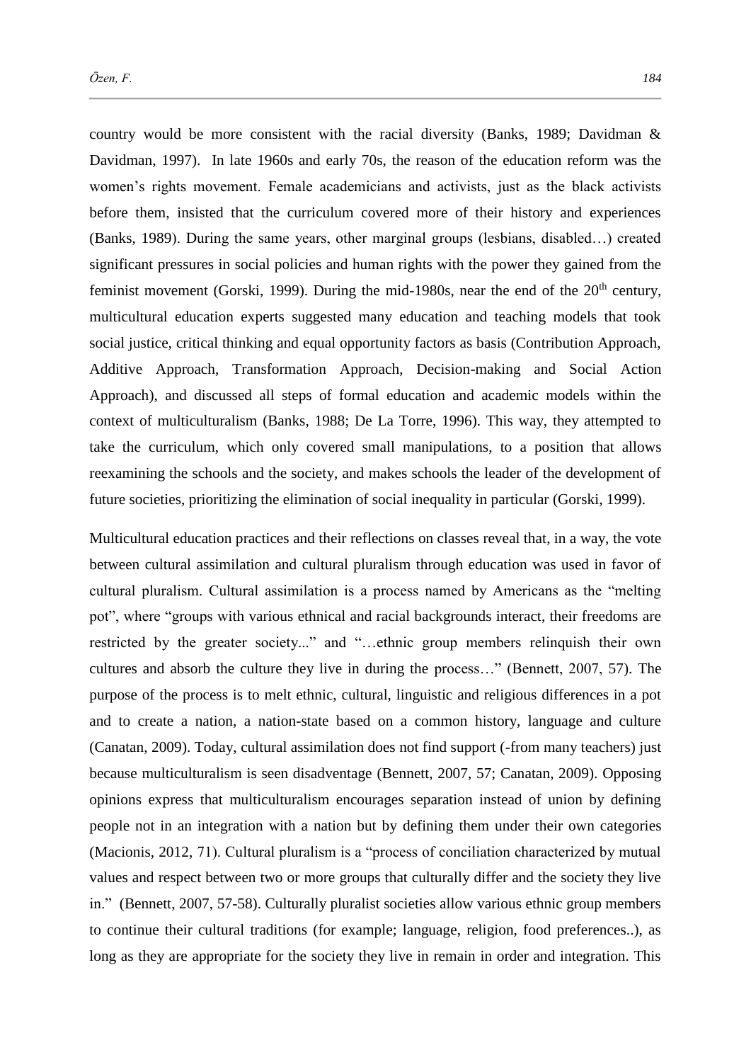country would be more consistent with the racial diversity (Banks, 1989; Davidman & Davidman, 1997). In late 1960s and early 70s, the reason of the education reform was the women's rights movement. Female academicians and activists, just as the black activists before them, insisted that the curriculum covered more of their history and experiences (Banks, 1989). During the same years, other marginal groups (lesbians, disabled…) created significant pressures in social policies and human rights with the power they gained from the feminist movement (Gorski, 1999). During the mid-1980s, near the end of the 20th century, multicultural education experts suggested many education and teaching models that took social justice, critical thinking and equal opportunity factors as basis (Contribution Approach, Additive Approach, Transformation Approach, Decision-making and Social Action Approach), and discussed all steps of formal education and academic models within the context of multiculturalism (Banks, 1988; De La Torre, 1996). This way, they attempted to take the curriculum, which only covered small manipulations, to a position that allows reexamining the schools and the society, and makes schools the leader of the development of future societies, prioritizing the elimination of social inequality in particular (Gorski, 1999).

Multicultural education practices and their reflections on classes reveal that, in a way, the vote between cultural assimilation and cultural pluralism through education was used in favor of cultural pluralism. Cultural assimilation is a process named by Americans as the "melting pot", where "groups with various ethnical and racial backgrounds interact, their freedoms are restricted by the greater society..." and "…ethnic group members relinquish their own cultures and absorb the culture they live in during the process…" (Bennett, 2007, 57). The purpose of the process is to melt ethnic, cultural, linguistic and religious differences in a pot and to create a nation, a nation-state based on a common history, language and culture (Canatan, 2009). Today, cultural assimilation does not find support (-from many teachers) just because multiculturalism is seen disadventage (Bennett, 2007, 57; Canatan, 2009). Opposing opinions express that multiculturalism encourages separation instead of union by defining people not in an integration with a nation but by defining them under their own categories (Macionis, 2012, 71). Cultural pluralism is a "process of conciliation characterized by mutual values and respect between two or more groups that culturally differ and the society they live in." (Bennett, 2007, 57-58). Culturally pluralist societies allow various ethnic group members to continue their cultural traditions (for example; language, religion, food preferences..), as long as they are appropriate for the society they live in remain in order and integration. This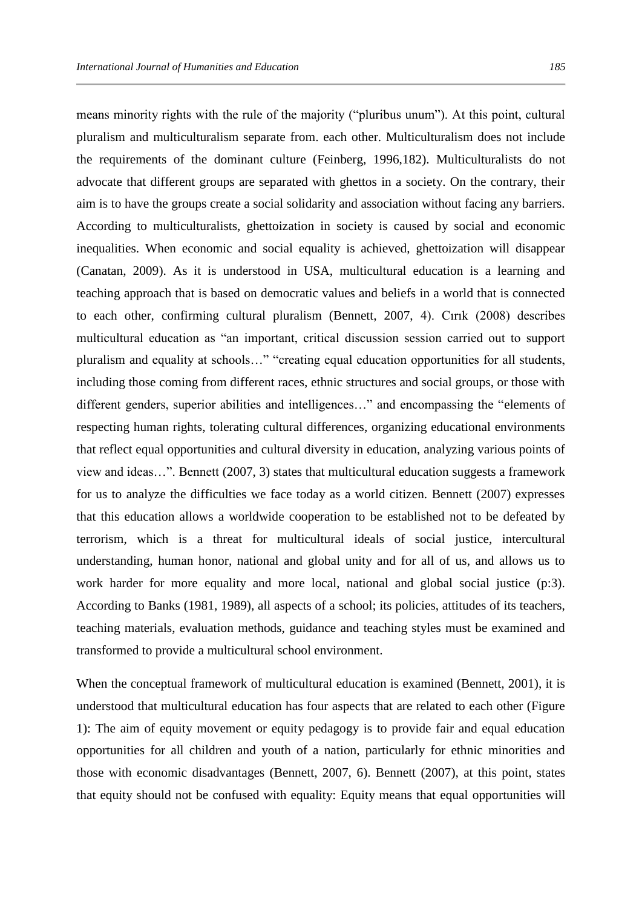means minority rights with the rule of the majority ("pluribus unum"). At this point, cultural pluralism and multiculturalism separate from. each other. Multiculturalism does not include the requirements of the dominant culture (Feinberg, 1996,182). Multiculturalists do not advocate that different groups are separated with ghettos in a society. On the contrary, their aim is to have the groups create a social solidarity and association without facing any barriers. According to multiculturalists, ghettoization in society is caused by social and economic inequalities. When economic and social equality is achieved, ghettoization will disappear (Canatan, 2009). As it is understood in USA, multicultural education is a learning and teaching approach that is based on democratic values and beliefs in a world that is connected to each other, confirming cultural pluralism (Bennett, 2007, 4). Cırık (2008) describes multicultural education as "an important, critical discussion session carried out to support pluralism and equality at schools…" "creating equal education opportunities for all students, including those coming from different races, ethnic structures and social groups, or those with different genders, superior abilities and intelligences…" and encompassing the "elements of respecting human rights, tolerating cultural differences, organizing educational environments that reflect equal opportunities and cultural diversity in education, analyzing various points of view and ideas…". Bennett (2007, 3) states that multicultural education suggests a framework for us to analyze the difficulties we face today as a world citizen. Bennett (2007) expresses that this education allows a worldwide cooperation to be established not to be defeated by terrorism, which is a threat for multicultural ideals of social justice, intercultural understanding, human honor, national and global unity and for all of us, and allows us to work harder for more equality and more local, national and global social justice (p:3). According to Banks (1981, 1989), all aspects of a school; its policies, attitudes of its teachers, teaching materials, evaluation methods, guidance and teaching styles must be examined and transformed to provide a multicultural school environment.

When the conceptual framework of multicultural education is examined (Bennett, 2001), it is understood that multicultural education has four aspects that are related to each other (Figure 1): The aim of equity movement or equity pedagogy is to provide fair and equal education opportunities for all children and youth of a nation, particularly for ethnic minorities and those with economic disadvantages (Bennett, 2007, 6). Bennett (2007), at this point, states that equity should not be confused with equality: Equity means that equal opportunities will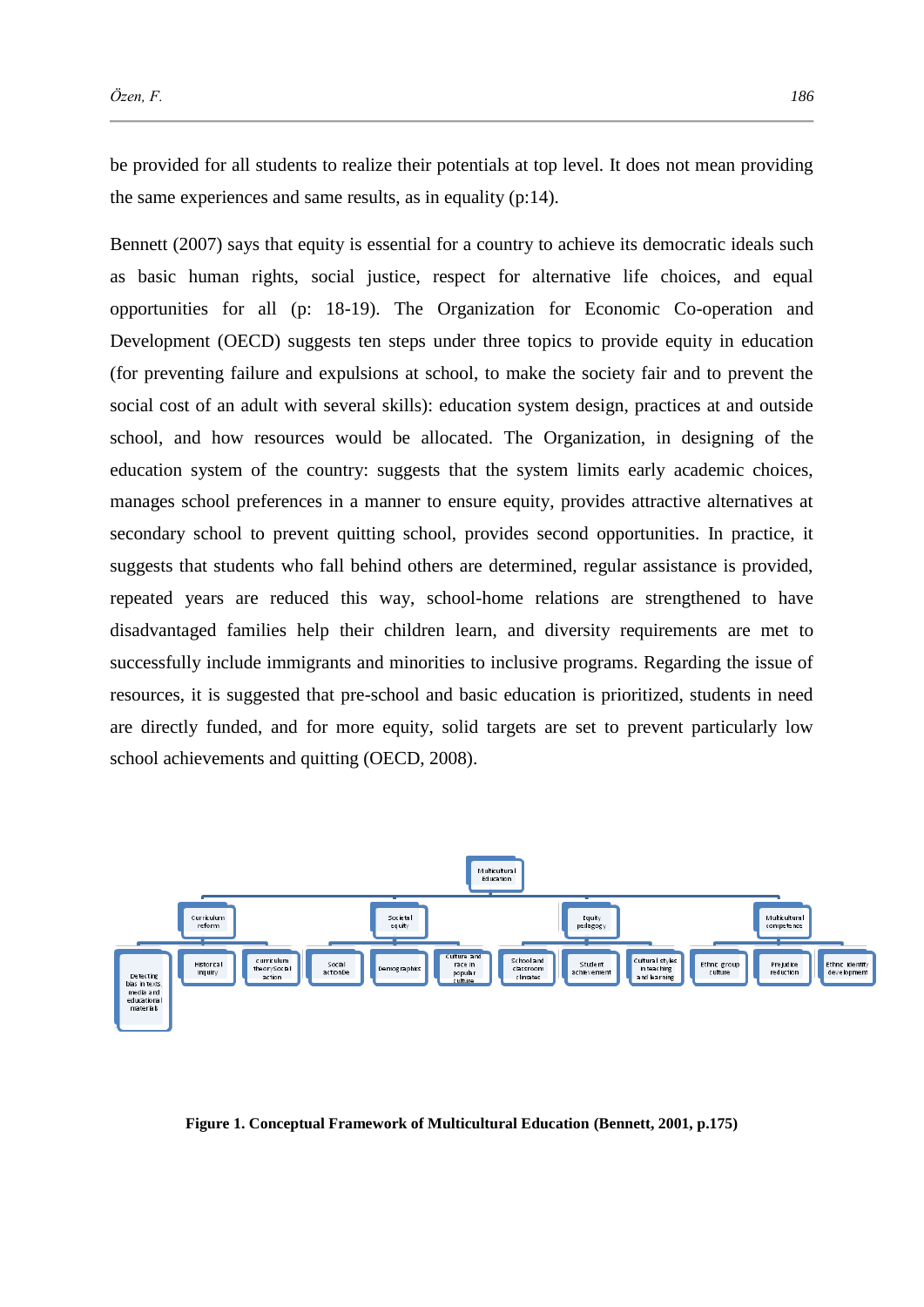be provided for all students to realize their potentials at top level. It does not mean providing the same experiences and same results, as in equality (p:14).

Bennett (2007) says that equity is essential for a country to achieve its democratic ideals such as basic human rights, social justice, respect for alternative life choices, and equal opportunities for all (p: 18-19). The Organization for Economic Co-operation and Development (OECD) suggests ten steps under three topics to provide equity in education (for preventing failure and expulsions at school, to make the society fair and to prevent the social cost of an adult with several skills): education system design, practices at and outside school, and how resources would be allocated. The Organization, in designing of the education system of the country: suggests that the system limits early academic choices, manages school preferences in a manner to ensure equity, provides attractive alternatives at secondary school to prevent quitting school, provides second opportunities. In practice, it suggests that students who fall behind others are determined, regular assistance is provided, repeated years are reduced this way, school-home relations are strengthened to have disadvantaged families help their children learn, and diversity requirements are met to successfully include immigrants and minorities to inclusive programs. Regarding the issue of resources, it is suggested that pre-school and basic education is prioritized, students in need are directly funded, and for more equity, solid targets are set to prevent particularly low school achievements and quitting (OECD, 2008).

- Multicultural Education
  - Curriculum reform
    - Detecting bias in texts media and educational materials
    - Historical inquiry
    - curriculum theory/Social action
  - Societal equity
    - Social actionbe
    - Demographics
    - Culture and race in popular culture
  - Equity pedagogy
    - School and classroom climates
    - Student achievement
    - Cultural styles in teaching and learning
  - Multicultural competence
    - Ethnic group culture
    - Prejudice reduction
    - Ethnic identity development

**Figure 1. Conceptual Framework of Multicultural Education (Bennett, 2001, p.175)**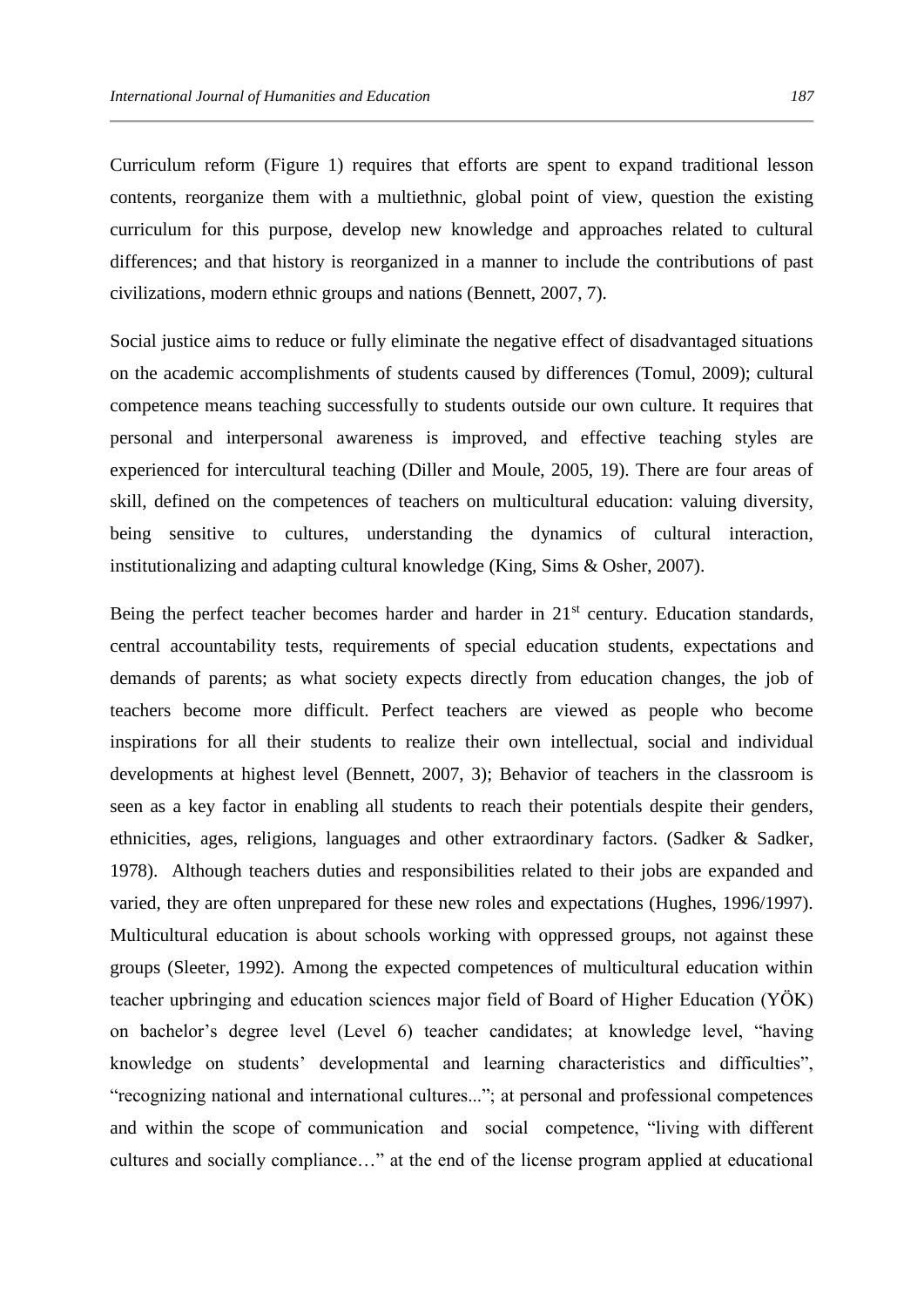Curriculum reform (Figure 1) requires that efforts are spent to expand traditional lesson contents, reorganize them with a multiethnic, global point of view, question the existing curriculum for this purpose, develop new knowledge and approaches related to cultural differences; and that history is reorganized in a manner to include the contributions of past civilizations, modern ethnic groups and nations (Bennett, 2007, 7).

Social justice aims to reduce or fully eliminate the negative effect of disadvantaged situations on the academic accomplishments of students caused by differences (Tomul, 2009); cultural competence means teaching successfully to students outside our own culture. It requires that personal and interpersonal awareness is improved, and effective teaching styles are experienced for intercultural teaching (Diller and Moule, 2005, 19). There are four areas of skill, defined on the competences of teachers on multicultural education: valuing diversity, being sensitive to cultures, understanding the dynamics of cultural interaction, institutionalizing and adapting cultural knowledge (King, Sims & Osher, 2007).

Being the perfect teacher becomes harder and harder in 21st century. Education standards, central accountability tests, requirements of special education students, expectations and demands of parents; as what society expects directly from education changes, the job of teachers become more difficult. Perfect teachers are viewed as people who become inspirations for all their students to realize their own intellectual, social and individual developments at highest level (Bennett, 2007, 3); Behavior of teachers in the classroom is seen as a key factor in enabling all students to reach their potentials despite their genders, ethnicities, ages, religions, languages and other extraordinary factors. (Sadker & Sadker, 1978). Although teachers duties and responsibilities related to their jobs are expanded and varied, they are often unprepared for these new roles and expectations (Hughes, 1996/1997). Multicultural education is about schools working with oppressed groups, not against these groups (Sleeter, 1992). Among the expected competences of multicultural education within teacher upbringing and education sciences major field of Board of Higher Education (YÖK) on bachelor's degree level (Level 6) teacher candidates; at knowledge level, "having knowledge on students' developmental and learning characteristics and difficulties", "recognizing national and international cultures..."; at personal and professional competences and within the scope of communication and social competence, "living with different cultures and socially compliance…" at the end of the license program applied at educational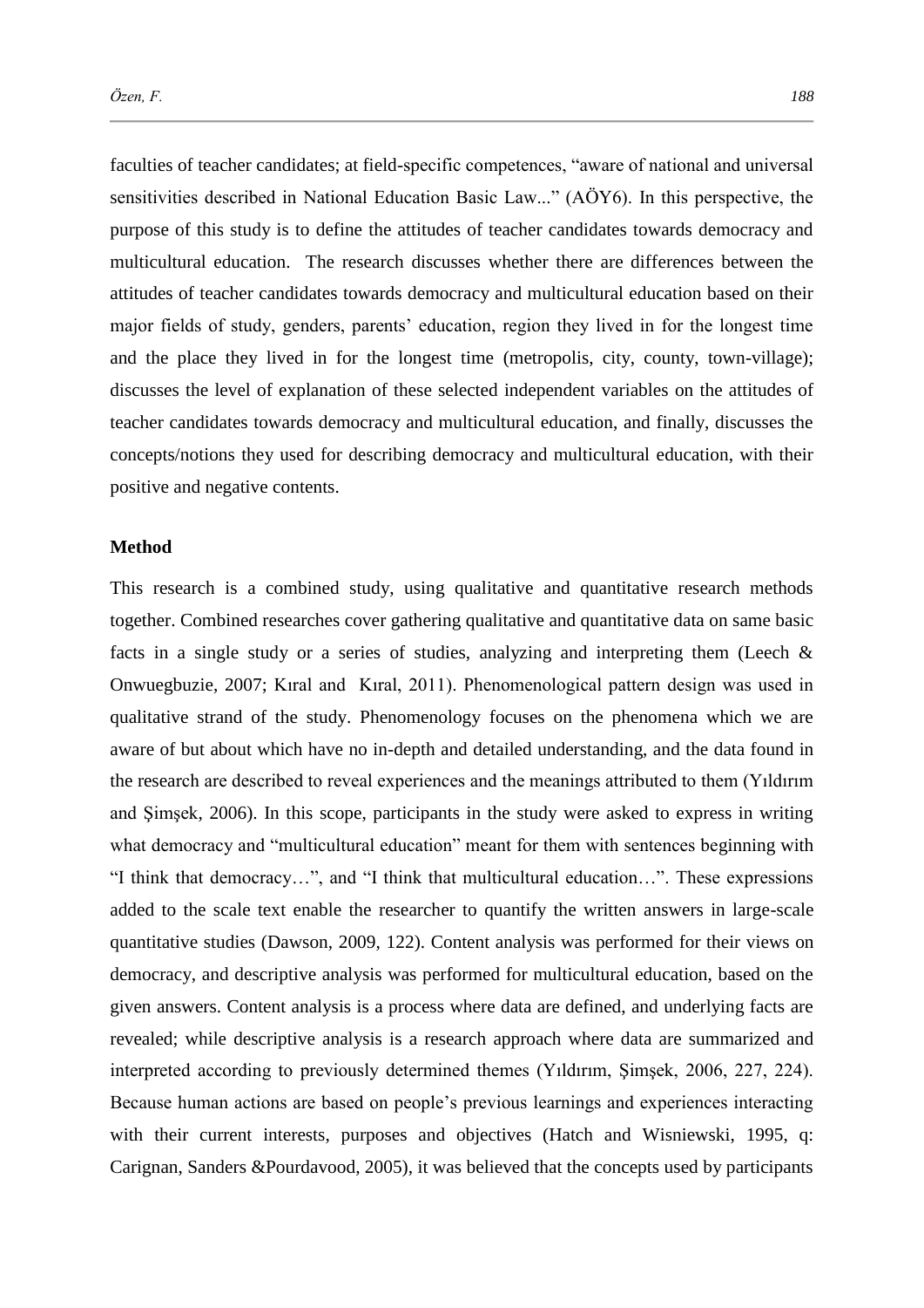faculties of teacher candidates; at field-specific competences, "aware of national and universal sensitivities described in National Education Basic Law..." (AÖY6). In this perspective, the purpose of this study is to define the attitudes of teacher candidates towards democracy and multicultural education. The research discusses whether there are differences between the attitudes of teacher candidates towards democracy and multicultural education based on their major fields of study, genders, parents' education, region they lived in for the longest time and the place they lived in for the longest time (metropolis, city, county, town-village); discusses the level of explanation of these selected independent variables on the attitudes of teacher candidates towards democracy and multicultural education, and finally, discusses the concepts/notions they used for describing democracy and multicultural education, with their positive and negative contents.

## Method

This research is a combined study, using qualitative and quantitative research methods together. Combined researches cover gathering qualitative and quantitative data on same basic facts in a single study or a series of studies, analyzing and interpreting them (Leech & Onwuegbuzie, 2007; Kıral and Kıral, 2011). Phenomenological pattern design was used in qualitative strand of the study. Phenomenology focuses on the phenomena which we are aware of but about which have no in-depth and detailed understanding, and the data found in the research are described to reveal experiences and the meanings attributed to them (Yıldırım and Şimşek, 2006). In this scope, participants in the study were asked to express in writing what democracy and "multicultural education" meant for them with sentences beginning with "I think that democracy…", and "I think that multicultural education…". These expressions added to the scale text enable the researcher to quantify the written answers in large-scale quantitative studies (Dawson, 2009, 122). Content analysis was performed for their views on democracy, and descriptive analysis was performed for multicultural education, based on the given answers. Content analysis is a process where data are defined, and underlying facts are revealed; while descriptive analysis is a research approach where data are summarized and interpreted according to previously determined themes (Yıldırım, Şimşek, 2006, 227, 224). Because human actions are based on people's previous learnings and experiences interacting with their current interests, purposes and objectives (Hatch and Wisniewski, 1995, q: Carignan, Sanders &Pourdavood, 2005), it was believed that the concepts used by participants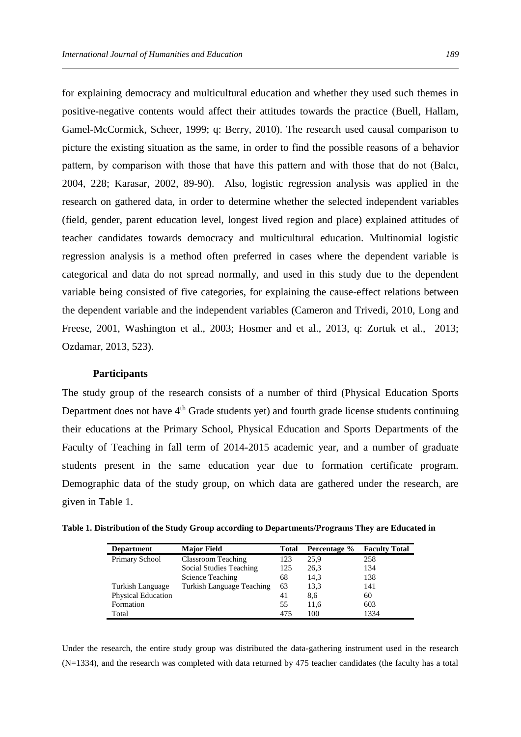for explaining democracy and multicultural education and whether they used such themes in positive-negative contents would affect their attitudes towards the practice (Buell, Hallam, Gamel-McCormick, Scheer, 1999; q: Berry, 2010). The research used causal comparison to picture the existing situation as the same, in order to find the possible reasons of a behavior pattern, by comparison with those that have this pattern and with those that do not (Balcı, 2004, 228; Karasar, 2002, 89-90). Also, logistic regression analysis was applied in the research on gathered data, in order to determine whether the selected independent variables (field, gender, parent education level, longest lived region and place) explained attitudes of teacher candidates towards democracy and multicultural education. Multinomial logistic regression analysis is a method often preferred in cases where the dependent variable is categorical and data do not spread normally, and used in this study due to the dependent variable being consisted of five categories, for explaining the cause-effect relations between the dependent variable and the independent variables (Cameron and Trivedi, 2010, Long and Freese, 2001, Washington et al., 2003; Hosmer and et al., 2013, q: Zortuk et al., 2013; Ozdamar, 2013, 523).

### Participants

The study group of the research consists of a number of third (Physical Education Sports Department does not have 4th Grade students yet) and fourth grade license students continuing their educations at the Primary School, Physical Education and Sports Departments of the Faculty of Teaching in fall term of 2014-2015 academic year, and a number of graduate students present in the same education year due to formation certificate program. Demographic data of the study group, on which data are gathered under the research, are given in Table 1.

**Table 1. Distribution of the Study Group according to Departments/Programs They are Educated in**

| Department | Major Field | Total | Percentage % | Faculty Total |
|---|---|---|---|---|
| Primary School | Classroom Teaching | 123 | 25,9 | 258 |
| | Social Studies Teaching | 125 | 26,3 | 134 |
| | Science Teaching | 68 | 14,3 | 138 |
| Turkish Language | Turkish Language Teaching | 63 | 13,3 | 141 |
| Physical Education | | 41 | 8,6 | 60 |
| Formation | | 55 | 11,6 | 603 |
| Total | | 475 | 100 | 1334 |

Under the research, the entire study group was distributed the data-gathering instrument used in the research (N=1334), and the research was completed with data returned by 475 teacher candidates (the faculty has a total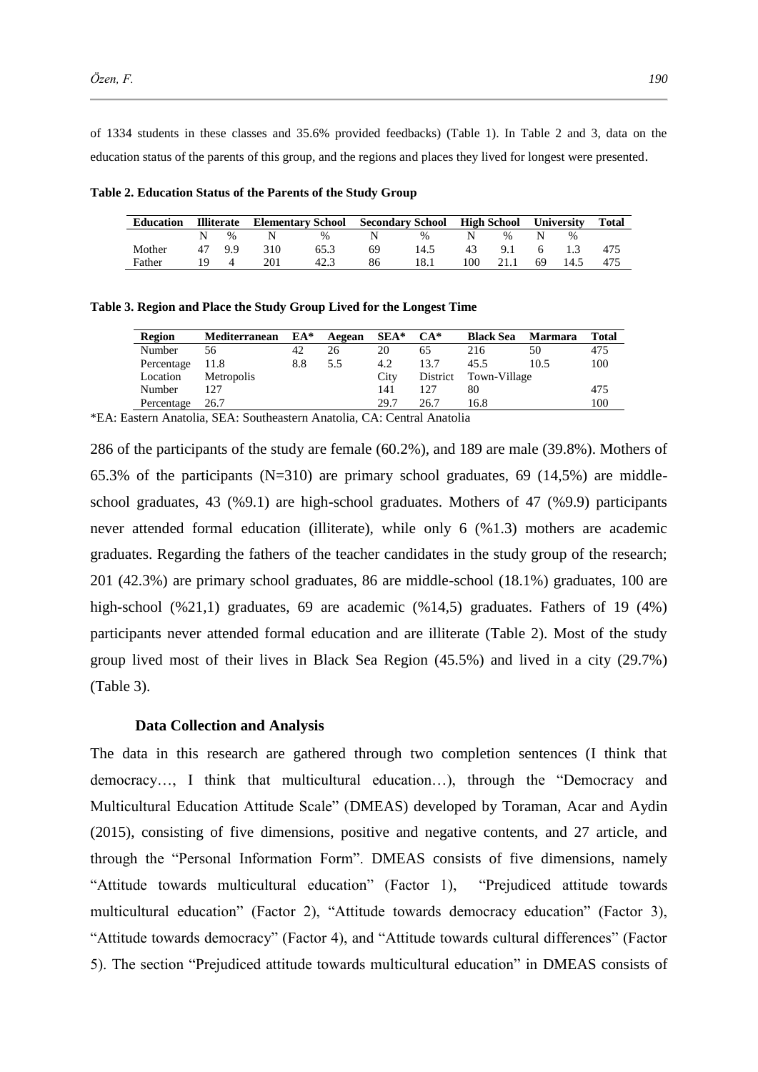of 1334 students in these classes and 35.6% provided feedbacks) (Table 1). In Table 2 and 3, data on the education status of the parents of this group, and the regions and places they lived for longest were presented.

**Table 2. Education Status of the Parents of the Study Group**

| Education | Illiterate | | Elementary School | | Secondary School | | High School | | University | | Total |
|---|---|---|---|---|---|---|---|---|---|---|---|
| | N | % | N | % | N | % | N | % | N | % | |
| Mother | 47 | 9.9 | 310 | 65.3 | 69 | 14.5 | 43 | 9.1 | 6 | 1.3 | 475 |
| Father | 19 | 4 | 201 | 42.3 | 86 | 18.1 | 100 | 21.1 | 69 | 14.5 | 475 |

**Table 3. Region and Place the Study Group Lived for the Longest Time**

| Region | Mediterranean | EA* | Aegean | SEA* | CA* | Black Sea | Marmara | Total |
|---|---|---|---|---|---|---|---|---|
| Number | 56 | 42 | 26 | 20 | 65 | 216 | 50 | 475 |
| Percentage | 11.8 | 8.8 | 5.5 | 4.2 | 13.7 | 45.5 | 10.5 | 100 |
| Location | Metropolis | | | City | District | Town-Village | | |
| Number | 127 | | | 141 | 127 | 80 | | 475 |
| Percentage | 26.7 | | | 29.7 | 26.7 | 16.8 | | 100 |

*EA: Eastern Anatolia, SEA: Southeastern Anatolia, CA: Central Anatolia

286 of the participants of the study are female (60.2%), and 189 are male (39.8%). Mothers of 65.3% of the participants (N=310) are primary school graduates, 69 (14,5%) are middle-school graduates, 43 (%9.1) are high-school graduates. Mothers of 47 (%9.9) participants never attended formal education (illiterate), while only 6 (%1.3) mothers are academic graduates. Regarding the fathers of the teacher candidates in the study group of the research; 201 (42.3%) are primary school graduates, 86 are middle-school (18.1%) graduates, 100 are high-school (%21,1) graduates, 69 are academic (%14,5) graduates. Fathers of 19 (4%) participants never attended formal education and are illiterate (Table 2). Most of the study group lived most of their lives in Black Sea Region (45.5%) and lived in a city (29.7%) (Table 3).

### Data Collection and Analysis

The data in this research are gathered through two completion sentences (I think that democracy…, I think that multicultural education…), through the "Democracy and Multicultural Education Attitude Scale" (DMEAS) developed by Toraman, Acar and Aydin (2015), consisting of five dimensions, positive and negative contents, and 27 article, and through the "Personal Information Form". DMEAS consists of five dimensions, namely "Attitude towards multicultural education" (Factor 1), "Prejudiced attitude towards multicultural education" (Factor 2), "Attitude towards democracy education" (Factor 3), "Attitude towards democracy" (Factor 4), and "Attitude towards cultural differences" (Factor 5). The section "Prejudiced attitude towards multicultural education" in DMEAS consists of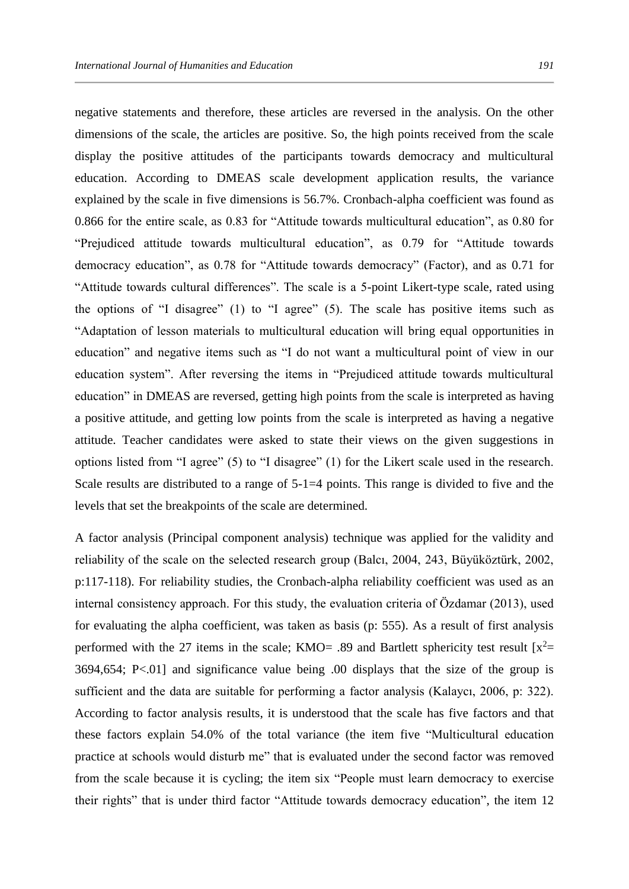negative statements and therefore, these articles are reversed in the analysis. On the other dimensions of the scale, the articles are positive. So, the high points received from the scale display the positive attitudes of the participants towards democracy and multicultural education. According to DMEAS scale development application results, the variance explained by the scale in five dimensions is 56.7%. Cronbach-alpha coefficient was found as 0.866 for the entire scale, as 0.83 for “Attitude towards multicultural education”, as 0.80 for “Prejudiced attitude towards multicultural education”, as 0.79 for “Attitude towards democracy education”, as 0.78 for “Attitude towards democracy” (Factor), and as 0.71 for “Attitude towards cultural differences”. The scale is a 5-point Likert-type scale, rated using the options of “I disagree” (1) to “I agree” (5). The scale has positive items such as “Adaptation of lesson materials to multicultural education will bring equal opportunities in education” and negative items such as “I do not want a multicultural point of view in our education system”. After reversing the items in “Prejudiced attitude towards multicultural education” in DMEAS are reversed, getting high points from the scale is interpreted as having a positive attitude, and getting low points from the scale is interpreted as having a negative attitude. Teacher candidates were asked to state their views on the given suggestions in options listed from “I agree” (5) to “I disagree” (1) for the Likert scale used in the research. Scale results are distributed to a range of 5-1=4 points. This range is divided to five and the levels that set the breakpoints of the scale are determined.

A factor analysis (Principal component analysis) technique was applied for the validity and reliability of the scale on the selected research group (Balcı, 2004, 243, Büyüköztürk, 2002, p:117-118). For reliability studies, the Cronbach-alpha reliability coefficient was used as an internal consistency approach. For this study, the evaluation criteria of Özdamar (2013), used for evaluating the alpha coefficient, was taken as basis (p: 555). As a result of first analysis performed with the 27 items in the scale; KMO= .89 and Bartlett sphericity test result [$x^2$= 3694,654; P<.01] and significance value being .00 displays that the size of the group is sufficient and the data are suitable for performing a factor analysis (Kalaycı, 2006, p: 322). According to factor analysis results, it is understood that the scale has five factors and that these factors explain 54.0% of the total variance (the item five “Multicultural education practice at schools would disturb me” that is evaluated under the second factor was removed from the scale because it is cycling; the item six “People must learn democracy to exercise their rights” that is under third factor “Attitude towards democracy education”, the item 12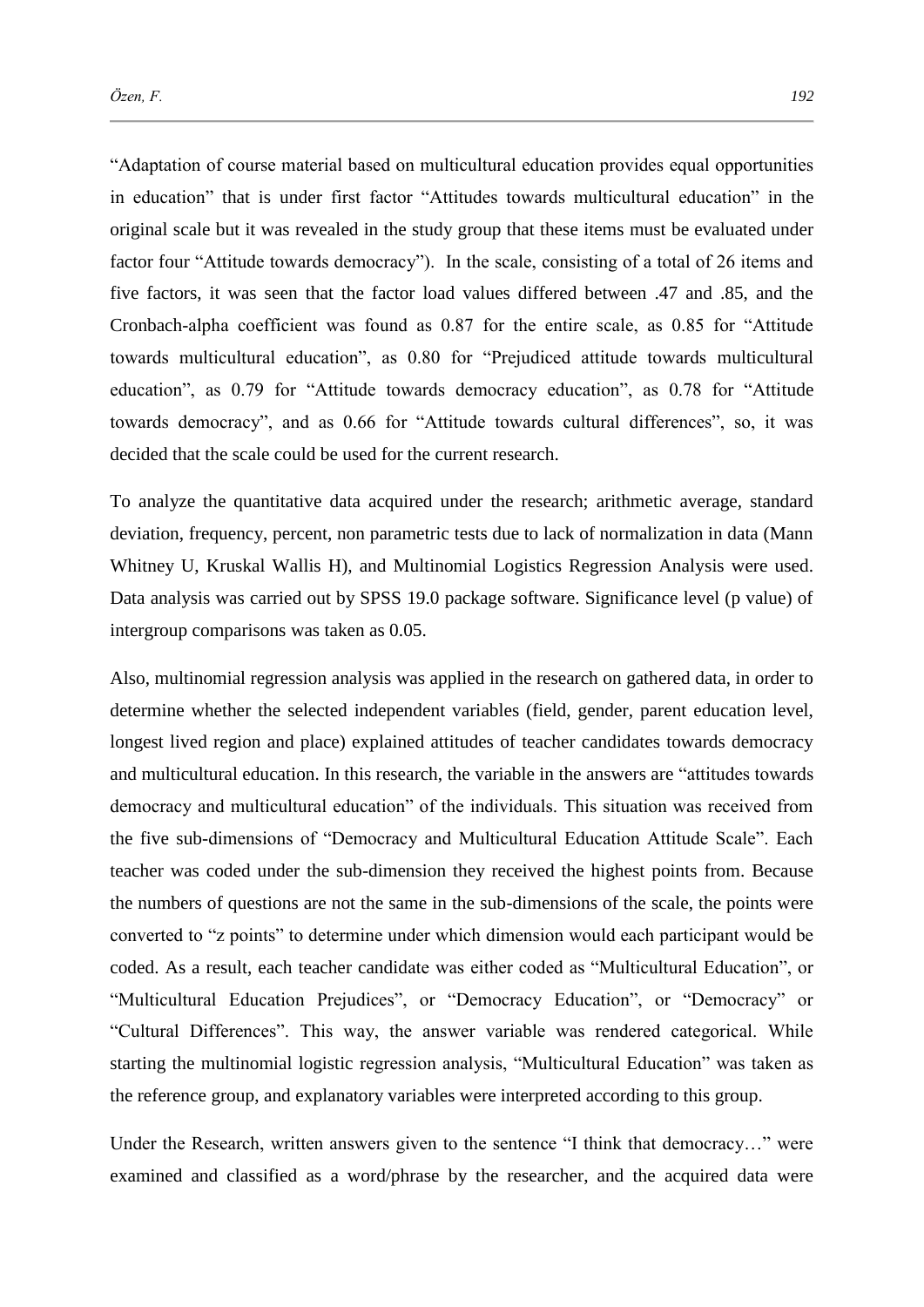"Adaptation of course material based on multicultural education provides equal opportunities in education" that is under first factor "Attitudes towards multicultural education" in the original scale but it was revealed in the study group that these items must be evaluated under factor four "Attitude towards democracy"). In the scale, consisting of a total of 26 items and five factors, it was seen that the factor load values differed between .47 and .85, and the Cronbach-alpha coefficient was found as 0.87 for the entire scale, as 0.85 for "Attitude towards multicultural education", as 0.80 for "Prejudiced attitude towards multicultural education", as 0.79 for "Attitude towards democracy education", as 0.78 for "Attitude towards democracy", and as 0.66 for "Attitude towards cultural differences", so, it was decided that the scale could be used for the current research.

To analyze the quantitative data acquired under the research; arithmetic average, standard deviation, frequency, percent, non parametric tests due to lack of normalization in data (Mann Whitney U, Kruskal Wallis H), and Multinomial Logistics Regression Analysis were used. Data analysis was carried out by SPSS 19.0 package software. Significance level (p value) of intergroup comparisons was taken as 0.05.

Also, multinomial regression analysis was applied in the research on gathered data, in order to determine whether the selected independent variables (field, gender, parent education level, longest lived region and place) explained attitudes of teacher candidates towards democracy and multicultural education. In this research, the variable in the answers are "attitudes towards democracy and multicultural education" of the individuals. This situation was received from the five sub-dimensions of "Democracy and Multicultural Education Attitude Scale". Each teacher was coded under the sub-dimension they received the highest points from. Because the numbers of questions are not the same in the sub-dimensions of the scale, the points were converted to "z points" to determine under which dimension would each participant would be coded. As a result, each teacher candidate was either coded as "Multicultural Education", or "Multicultural Education Prejudices", or "Democracy Education", or "Democracy" or "Cultural Differences". This way, the answer variable was rendered categorical. While starting the multinomial logistic regression analysis, "Multicultural Education" was taken as the reference group, and explanatory variables were interpreted according to this group.

Under the Research, written answers given to the sentence "I think that democracy…" were examined and classified as a word/phrase by the researcher, and the acquired data were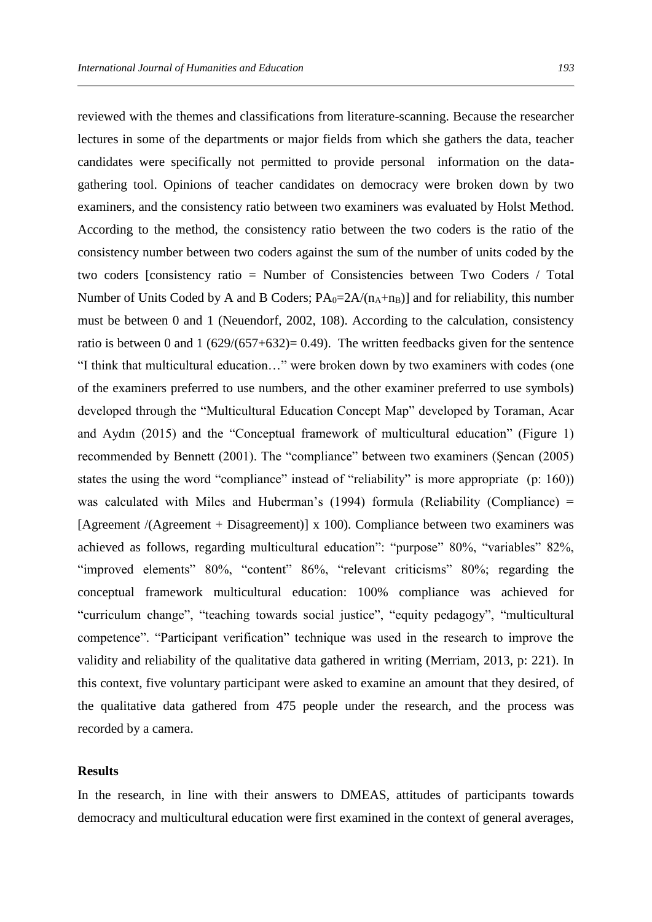reviewed with the themes and classifications from literature-scanning. Because the researcher lectures in some of the departments or major fields from which she gathers the data, teacher candidates were specifically not permitted to provide personal information on the data-gathering tool. Opinions of teacher candidates on democracy were broken down by two examiners, and the consistency ratio between two examiners was evaluated by Holst Method. According to the method, the consistency ratio between the two coders is the ratio of the consistency number between two coders against the sum of the number of units coded by the two coders [consistency ratio = Number of Consistencies between Two Coders / Total Number of Units Coded by A and B Coders; $PA_0=2A/(n_A+n_B)$] and for reliability, this number must be between 0 and 1 (Neuendorf, 2002, 108). According to the calculation, consistency ratio is between 0 and 1 ($629/(657+632)= 0.49$). The written feedbacks given for the sentence "I think that multicultural education…" were broken down by two examiners with codes (one of the examiners preferred to use numbers, and the other examiner preferred to use symbols) developed through the "Multicultural Education Concept Map" developed by Toraman, Acar and Aydın (2015) and the "Conceptual framework of multicultural education" (Figure 1) recommended by Bennett (2001). The "compliance" between two examiners (Şencan (2005) states the using the word "compliance" instead of "reliability" is more appropriate (p: 160)) was calculated with Miles and Huberman's (1994) formula (Reliability (Compliance) = [Agreement /(Agreement + Disagreement)] x 100). Compliance between two examiners was achieved as follows, regarding multicultural education": "purpose" 80%, "variables" 82%, "improved elements" 80%, "content" 86%, "relevant criticisms" 80%; regarding the conceptual framework multicultural education: 100% compliance was achieved for "curriculum change", "teaching towards social justice", "equity pedagogy", "multicultural competence". "Participant verification" technique was used in the research to improve the validity and reliability of the qualitative data gathered in writing (Merriam, 2013, p: 221). In this context, five voluntary participant were asked to examine an amount that they desired, of the qualitative data gathered from 475 people under the research, and the process was recorded by a camera.

## Results

In the research, in line with their answers to DMEAS, attitudes of participants towards democracy and multicultural education were first examined in the context of general averages,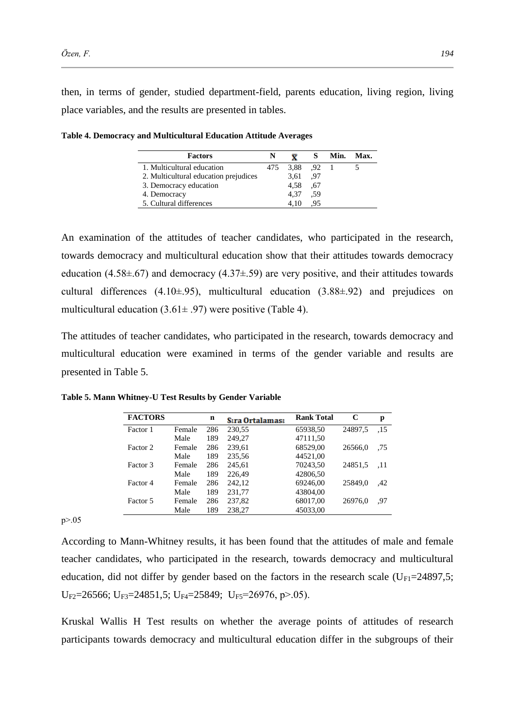then, in terms of gender, studied department-field, parents education, living region, living place variables, and the results are presented in tables.

**Table 4. Democracy and Multicultural Education Attitude Averages**

| Factors | N | $\bar{X}$ | S | Min. | Max. |
|---|---|---|---|---|---|
| 1. Multicultural education | 475 | 3,88 | ,92 | 1 | 5 |
| 2. Multicultural education prejudices | | 3,61 | ,97 | | |
| 3. Democracy education | | 4,58 | ,67 | | |
| 4. Democracy | | 4,37 | ,59 | | |
| 5. Cultural differences | | 4,10 | ,95 | | |

An examination of the attitudes of teacher candidates, who participated in the research, towards democracy and multicultural education show that their attitudes towards democracy education (4.58±.67) and democracy (4.37±.59) are very positive, and their attitudes towards cultural differences (4.10±.95), multicultural education (3.88±.92) and prejudices on multicultural education (3.61± .97) were positive (Table 4).

The attitudes of teacher candidates, who participated in the research, towards democracy and multicultural education were examined in terms of the gender variable and results are presented in Table 5.

**Table 5. Mann Whitney-U Test Results by Gender Variable**

| FACTORS | | n | Sıra Ortalaması | Rank Total | C | p |
|---|---|---|---|---|---|---|
| Factor 1 | Female | 286 | 230,55 | 65938,50 | 24897,5 | ,15 |
| | Male | 189 | 249,27 | 47111,50 | | |
| Factor 2 | Female | 286 | 239,61 | 68529,00 | 26566,0 | ,75 |
| | Male | 189 | 235,56 | 44521,00 | | |
| Factor 3 | Female | 286 | 245,61 | 70243,50 | 24851,5 | ,11 |
| | Male | 189 | 226,49 | 42806,50 | | |
| Factor 4 | Female | 286 | 242,12 | 69246,00 | 25849,0 | ,42 |
| | Male | 189 | 231,77 | 43804,00 | | |
| Factor 5 | Female | 286 | 237,82 | 68017,00 | 26976,0 | ,97 |
| | Male | 189 | 238,27 | 45033,00 | | |

$p>.05$

According to Mann-Whitney results, it has been found that the attitudes of male and female teacher candidates, who participated in the research, towards democracy and multicultural education, did not differ by gender based on the factors in the research scale ($U_{F1}$=24897,5; $U_{F2}$=26566; $U_{F3}$=24851,5; $U_{F4}$=25849; $U_{F5}$=26976, $p>.05$).

Kruskal Wallis H Test results on whether the average points of attitudes of research participants towards democracy and multicultural education differ in the subgroups of their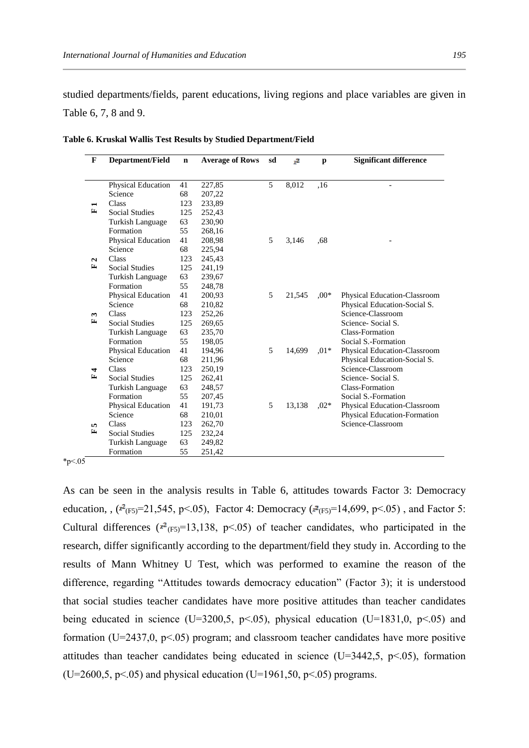studied departments/fields, parent educations, living regions and place variables are given in Table 6, 7, 8 and 9.

**Table 6. Kruskal Wallis Test Results by Studied Department/Field**

| F | Department/Field | n | Average of Rows | sd | $\chi^2$ | p | Significant difference |
|---|---|---|---|---|---|---|---|
| F 1 | Physical Education | 41 | 227,85 | 5 | 8,012 | ,16 | - |
| | Science | 68 | 207,22 | | | | |
| | Class | 123 | 233,89 | | | | |
| | Social Studies | 125 | 252,43 | | | | |
| | Turkish Language | 63 | 230,90 | | | | |
| | Formation | 55 | 268,16 | | | | |
| F 2 | Physical Education | 41 | 208,98 | 5 | 3,146 | ,68 | - |
| | Science | 68 | 225,94 | | | | |
| | Class | 123 | 245,43 | | | | |
| | Social Studies | 125 | 241,19 | | | | |
| | Turkish Language | 63 | 239,67 | | | | |
| | Formation | 55 | 248,78 | | | | |
| F 3 | Physical Education | 41 | 200,93 | 5 | 21,545 | ,00* | Physical Education-Classroom |
| | Science | 68 | 210,82 | | | | Physical Education-Social S. |
| | Class | 123 | 252,26 | | | | Science-Classroom |
| | Social Studies | 125 | 269,65 | | | | Science- Social S. |
| | Turkish Language | 63 | 235,70 | | | | Class-Formation |
| | Formation | 55 | 198,05 | | | | Social S.-Formation |
| F 4 | Physical Education | 41 | 194,96 | 5 | 14,699 | ,01* | Physical Education-Classroom |
| | Science | 68 | 211,96 | | | | Physical Education-Social S. |
| | Class | 123 | 250,19 | | | | Science-Classroom |
| | Social Studies | 125 | 262,41 | | | | Science- Social S. |
| | Turkish Language | 63 | 248,57 | | | | Class-Formation |
| | Formation | 55 | 207,45 | | | | Social S.-Formation |
| F 5 | Physical Education | 41 | 191,73 | 5 | 13,138 | ,02* | Physical Education-Classroom |
| | Science | 68 | 210,01 | | | | Physical Education-Formation |
| | Class | 123 | 262,70 | | | | Science-Classroom |
| | Social Studies | 125 | 232,24 | | | | |
| | Turkish Language | 63 | 249,82 | | | | |
| | Formation | 55 | 251,42 | | | | |

*p<.05

As can be seen in the analysis results in Table 6, attitudes towards Factor 3: Democracy education, , ($\chi^2_{(F5)}$=21,545, p<.05), Factor 4: Democracy ($\chi^2_{(F5)}$=14,699, p<.05) , and Factor 5: Cultural differences ($\chi^2_{(F5)}$=13,138, p<.05) of teacher candidates, who participated in the research, differ significantly according to the department/field they study in. According to the results of Mann Whitney U Test, which was performed to examine the reason of the difference, regarding "Attitudes towards democracy education" (Factor 3); it is understood that social studies teacher candidates have more positive attitudes than teacher candidates being educated in science (U=3200,5, p<.05), physical education (U=1831,0, p<.05) and formation (U=2437,0, p<.05) program; and classroom teacher candidates have more positive attitudes than teacher candidates being educated in science (U=3442,5, p<.05), formation (U=2600,5, p<.05) and physical education (U=1961,50, p<.05) programs.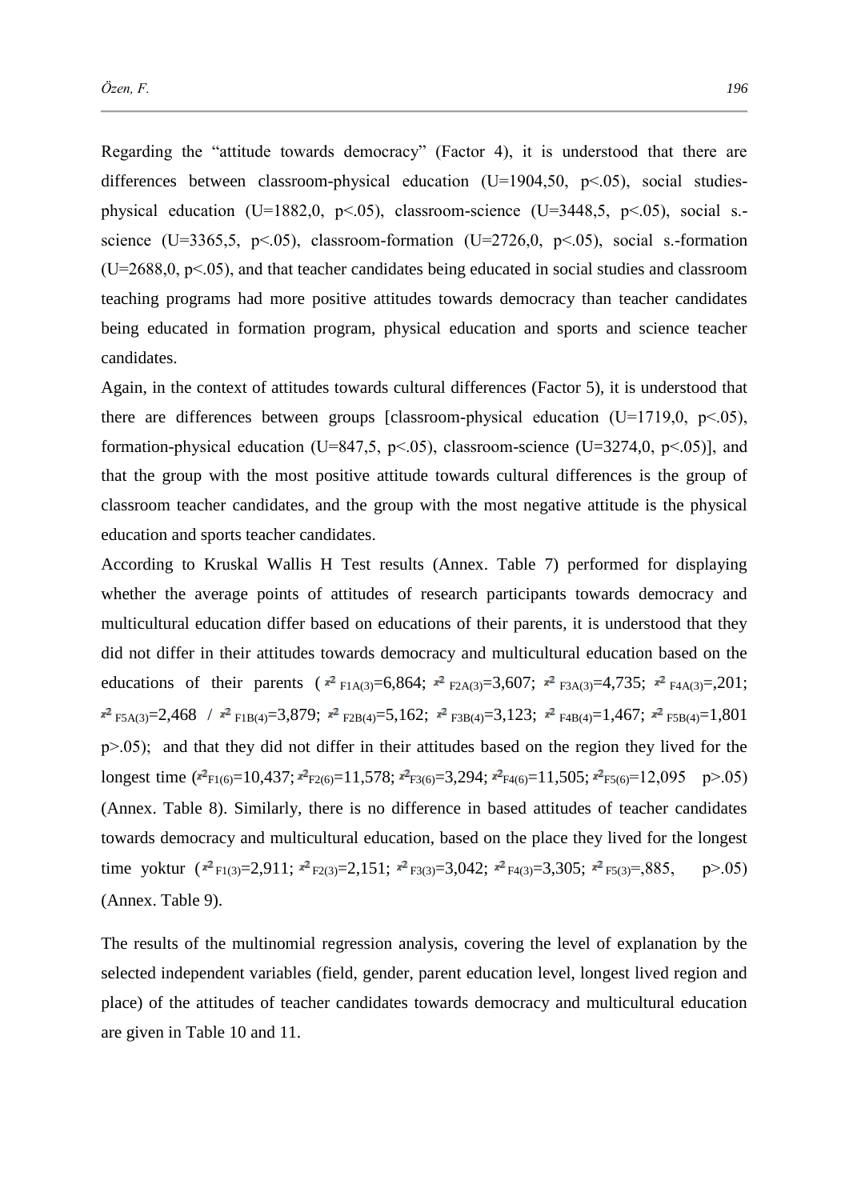Regarding the “attitude towards democracy” (Factor 4), it is understood that there are differences between classroom-physical education (U=1904,50, p<.05), social studies-physical education (U=1882,0, p<.05), classroom-science (U=3448,5, p<.05), social s.-science (U=3365,5, p<.05), classroom-formation (U=2726,0, p<.05), social s.-formation (U=2688,0, p<.05), and that teacher candidates being educated in social studies and classroom teaching programs had more positive attitudes towards democracy than teacher candidates being educated in formation program, physical education and sports and science teacher candidates.

Again, in the context of attitudes towards cultural differences (Factor 5), it is understood that there are differences between groups [classroom-physical education (U=1719,0, p<.05), formation-physical education (U=847,5, p<.05), classroom-science (U=3274,0, p<.05)], and that the group with the most positive attitude towards cultural differences is the group of classroom teacher candidates, and the group with the most negative attitude is the physical education and sports teacher candidates.

According to Kruskal Wallis H Test results (Annex. Table 7) performed for displaying whether the average points of attitudes of research participants towards democracy and multicultural education differ based on educations of their parents, it is understood that they did not differ in their attitudes towards democracy and multicultural education based on the educations of their parents ( $x^2_{F1A(3)}$=6,864; $x^2_{F2A(3)}$=3,607; $x^2_{F3A(3)}$=4,735; $x^2_{F4A(3)}$=,201; $x^2_{F5A(3)}$=2,468 / $x^2_{F1B(4)}$=3,879; $x^2_{F2B(4)}$=5,162; $x^2_{F3B(4)}$=3,123; $x^2_{F4B(4)}$=1,467; $x^2_{F5B(4)}$=1,801 p>.05); and that they did not differ in their attitudes based on the region they lived for the longest time ($x^2_{F1(6)}$=10,437; $x^2_{F2(6)}$=11,578; $x^2_{F3(6)}$=3,294; $x^2_{F4(6)}$=11,505; $x^2_{F5(6)}$=12,095 p>.05) (Annex. Table 8). Similarly, there is no difference in based attitudes of teacher candidates towards democracy and multicultural education, based on the place they lived for the longest time yoktur ($x^2_{F1(3)}$=2,911; $x^2_{F2(3)}$=2,151; $x^2_{F3(3)}$=3,042; $x^2_{F4(3)}$=3,305; $x^2_{F5(3)}$=,885, p>.05) (Annex. Table 9).

The results of the multinomial regression analysis, covering the level of explanation by the selected independent variables (field, gender, parent education level, longest lived region and place) of the attitudes of teacher candidates towards democracy and multicultural education are given in Table 10 and 11.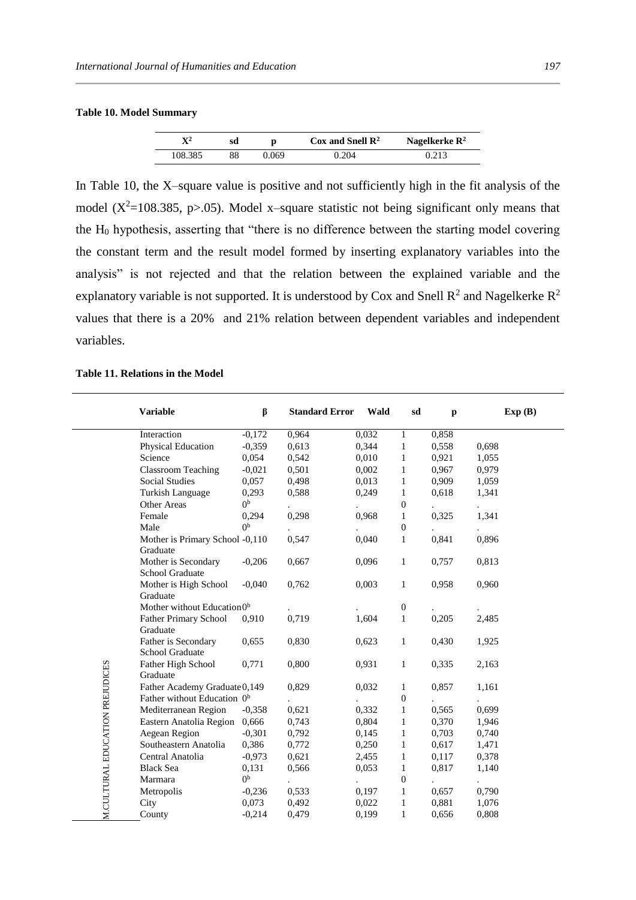**Table 10. Model Summary**

| $X^2$ | sd | p | Cox and Snell $R^2$ | Nagelkerke $R^2$ |
|---|---|---|---|---|
| 108.385 | 88 | 0.069 | 0.204 | 0.213 |

In Table 10, the X–square value is positive and not sufficiently high in the fit analysis of the model ($X^2$=108.385, p>.05). Model x–square statistic not being significant only means that the $H_0$ hypothesis, asserting that "there is no difference between the starting model covering the constant term and the result model formed by inserting explanatory variables into the analysis" is not rejected and that the relation between the explained variable and the explanatory variable is not supported. It is understood by Cox and Snell $R^2$ and Nagelkerke $R^2$ values that there is a 20% and 21% relation between dependent variables and independent variables.

**Table 11. Relations in the Model**

| | Variable | β | Standard Error | Wald | sd | p | Exp (B) |
|---|---|---|---|---|---|---|---|
| M.CULTURAL EDUCATION PREJUDICES | Interaction | -0,172 | 0,964 | 0,032 | 1 | 0,858 | |
| | Physical Education | -0,359 | 0,613 | 0,344 | 1 | 0,558 | 0,698 |
| | Science | 0,054 | 0,542 | 0,010 | 1 | 0,921 | 1,055 |
| | Classroom Teaching | -0,021 | 0,501 | 0,002 | 1 | 0,967 | 0,979 |
| | Social Studies | 0,057 | 0,498 | 0,013 | 1 | 0,909 | 1,059 |
| | Turkish Language | 0,293 | 0,588 | 0,249 | 1 | 0,618 | 1,341 |
| | Other Areas | 0[b] | . | . | 0 | . | . |
| | Female | 0,294 | 0,298 | 0,968 | 1 | 0,325 | 1,341 |
| | Male | 0[b] | . | . | 0 | . | . |
| | Mother is Primary School Graduate | -0,110 | 0,547 | 0,040 | 1 | 0,841 | 0,896 |
| | Mother is Secondary School Graduate | -0,206 | 0,667 | 0,096 | 1 | 0,757 | 0,813 |
| | Mother is High School Graduate | -0,040 | 0,762 | 0,003 | 1 | 0,958 | 0,960 |
| | Mother without Education | 0[b] | . | . | 0 | . | . |
| | Father Primary School Graduate | 0,910 | 0,719 | 1,604 | 1 | 0,205 | 2,485 |
| | Father is Secondary School Graduate | 0,655 | 0,830 | 0,623 | 1 | 0,430 | 1,925 |
| | Father High School Graduate | 0,771 | 0,800 | 0,931 | 1 | 0,335 | 2,163 |
| | Father Academy Graduate | 0,149 | 0,829 | 0,032 | 1 | 0,857 | 1,161 |
| | Father without Education | 0[b] | . | . | 0 | . | . |
| | Mediterranean Region | -0,358 | 0,621 | 0,332 | 1 | 0,565 | 0,699 |
| | Eastern Anatolia Region | 0,666 | 0,743 | 0,804 | 1 | 0,370 | 1,946 |
| | Aegean Region | -0,301 | 0,792 | 0,145 | 1 | 0,703 | 0,740 |
| | Southeastern Anatolia | 0,386 | 0,772 | 0,250 | 1 | 0,617 | 1,471 |
| | Central Anatolia | -0,973 | 0,621 | 2,455 | 1 | 0,117 | 0,378 |
| | Black Sea | 0,131 | 0,566 | 0,053 | 1 | 0,817 | 1,140 |
| | Marmara | 0[b] | . | . | 0 | . | . |
| | Metropolis | -0,236 | 0,533 | 0,197 | 1 | 0,657 | 0,790 |
| | City | 0,073 | 0,492 | 0,022 | 1 | 0,881 | 1,076 |
| | County | -0,214 | 0,479 | 0,199 | 1 | 0,656 | 0,808 |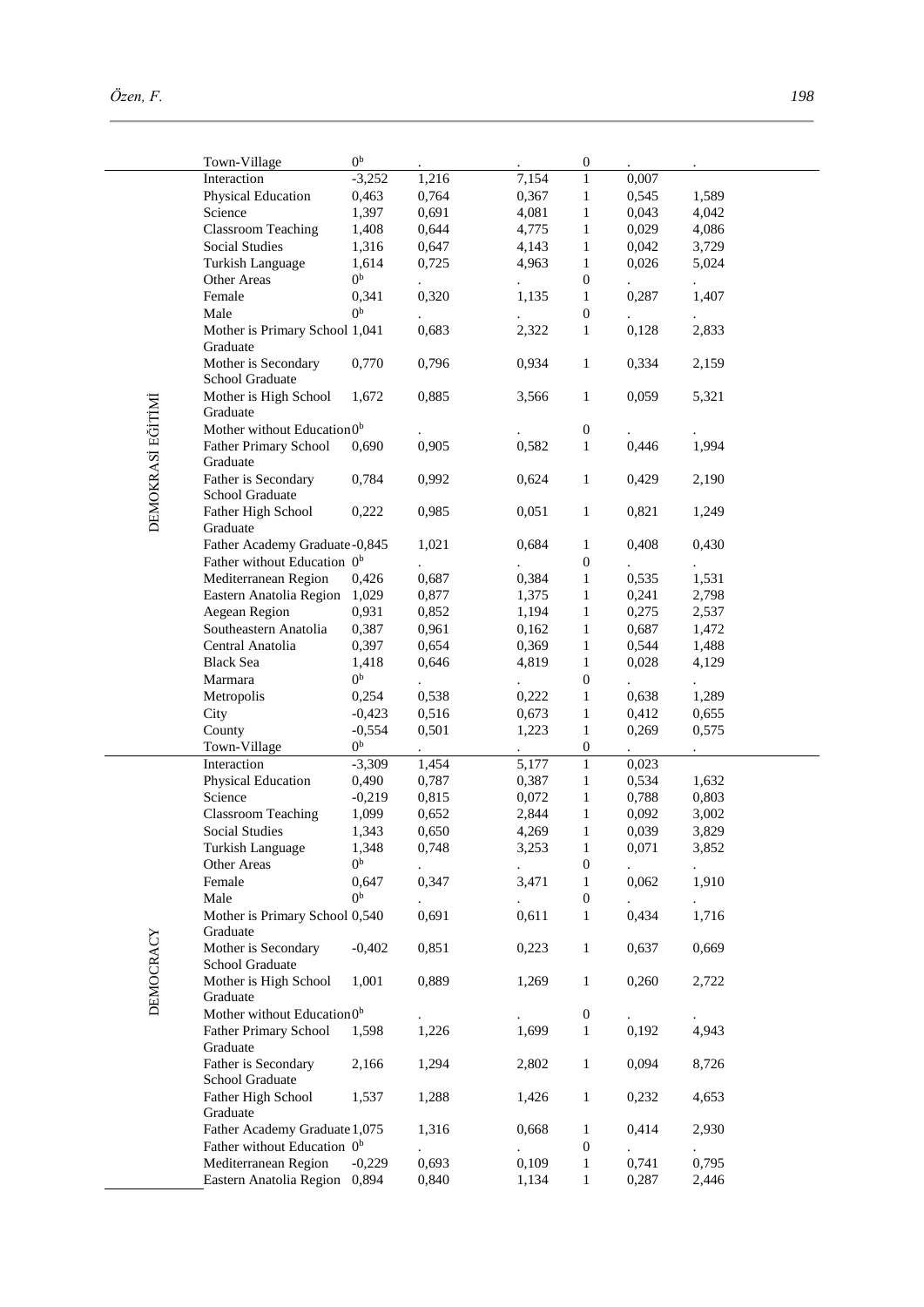| | | B | Std. Error | Wald | df | Sig. | Exp(B) |
|---|---|---|---|---|---|---|---|
| | Town-Village | 0[b] | . | . | 0 | . | . |
| DEMOKRASİ EĞİTİMİ | Interaction | -3,252 | 1,216 | 7,154 | 1 | 0,007 | |
| | Physical Education | 0,463 | 0,764 | 0,367 | 1 | 0,545 | 1,589 |
| | Science | 1,397 | 0,691 | 4,081 | 1 | 0,043 | 4,042 |
| | Classroom Teaching | 1,408 | 0,644 | 4,775 | 1 | 0,029 | 4,086 |
| | Social Studies | 1,316 | 0,647 | 4,143 | 1 | 0,042 | 3,729 |
| | Turkish Language | 1,614 | 0,725 | 4,963 | 1 | 0,026 | 5,024 |
| | Other Areas | 0[b] | . | . | 0 | . | . |
| | Female | 0,341 | 0,320 | 1,135 | 1 | 0,287 | 1,407 |
| | Male | 0[b] | . | . | 0 | . | . |
| | Mother is Primary School Graduate | 1,041 | 0,683 | 2,322 | 1 | 0,128 | 2,833 |
| | Mother is Secondary School Graduate | 0,770 | 0,796 | 0,934 | 1 | 0,334 | 2,159 |
| | Mother is High School Graduate | 1,672 | 0,885 | 3,566 | 1 | 0,059 | 5,321 |
| | Mother without Education | 0[b] | . | . | 0 | . | . |
| | Father Primary School Graduate | 0,690 | 0,905 | 0,582 | 1 | 0,446 | 1,994 |
| | Father is Secondary School Graduate | 0,784 | 0,992 | 0,624 | 1 | 0,429 | 2,190 |
| | Father High School Graduate | 0,222 | 0,985 | 0,051 | 1 | 0,821 | 1,249 |
| | Father Academy Graduate | -0,845 | 1,021 | 0,684 | 1 | 0,408 | 0,430 |
| | Father without Education | 0[b] | . | . | 0 | . | . |
| | Mediterranean Region | 0,426 | 0,687 | 0,384 | 1 | 0,535 | 1,531 |
| | Eastern Anatolia Region | 1,029 | 0,877 | 1,375 | 1 | 0,241 | 2,798 |
| | Aegean Region | 0,931 | 0,852 | 1,194 | 1 | 0,275 | 2,537 |
| | Southeastern Anatolia | 0,387 | 0,961 | 0,162 | 1 | 0,687 | 1,472 |
| | Central Anatolia | 0,397 | 0,654 | 0,369 | 1 | 0,544 | 1,488 |
| | Black Sea | 1,418 | 0,646 | 4,819 | 1 | 0,028 | 4,129 |
| | Marmara | 0[b] | . | . | 0 | . | . |
| | Metropolis | 0,254 | 0,538 | 0,222 | 1 | 0,638 | 1,289 |
| | City | -0,423 | 0,516 | 0,673 | 1 | 0,412 | 0,655 |
| | County | -0,554 | 0,501 | 1,223 | 1 | 0,269 | 0,575 |
| | Town-Village | 0[b] | . | . | 0 | . | . |
| DEMOCRACY | Interaction | -3,309 | 1,454 | 5,177 | 1 | 0,023 | |
| | Physical Education | 0,490 | 0,787 | 0,387 | 1 | 0,534 | 1,632 |
| | Science | -0,219 | 0,815 | 0,072 | 1 | 0,788 | 0,803 |
| | Classroom Teaching | 1,099 | 0,652 | 2,844 | 1 | 0,092 | 3,002 |
| | Social Studies | 1,343 | 0,650 | 4,269 | 1 | 0,039 | 3,829 |
| | Turkish Language | 1,348 | 0,748 | 3,253 | 1 | 0,071 | 3,852 |
| | Other Areas | 0[b] | . | . | 0 | . | . |
| | Female | 0,647 | 0,347 | 3,471 | 1 | 0,062 | 1,910 |
| | Male | 0[b] | . | . | 0 | . | . |
| | Mother is Primary School Graduate | 0,540 | 0,691 | 0,611 | 1 | 0,434 | 1,716 |
| | Mother is Secondary School Graduate | -0,402 | 0,851 | 0,223 | 1 | 0,637 | 0,669 |
| | Mother is High School Graduate | 1,001 | 0,889 | 1,269 | 1 | 0,260 | 2,722 |
| | Mother without Education | 0[b] | . | . | 0 | . | . |
| | Father Primary School Graduate | 1,598 | 1,226 | 1,699 | 1 | 0,192 | 4,943 |
| | Father is Secondary School Graduate | 2,166 | 1,294 | 2,802 | 1 | 0,094 | 8,726 |
| | Father High School Graduate | 1,537 | 1,288 | 1,426 | 1 | 0,232 | 4,653 |
| | Father Academy Graduate | 1,075 | 1,316 | 0,668 | 1 | 0,414 | 2,930 |
| | Father without Education | 0[b] | . | . | 0 | . | . |
| | Mediterranean Region | -0,229 | 0,693 | 0,109 | 1 | 0,741 | 0,795 |
| | Eastern Anatolia Region | 0,894 | 0,840 | 1,134 | 1 | 0,287 | 2,446 |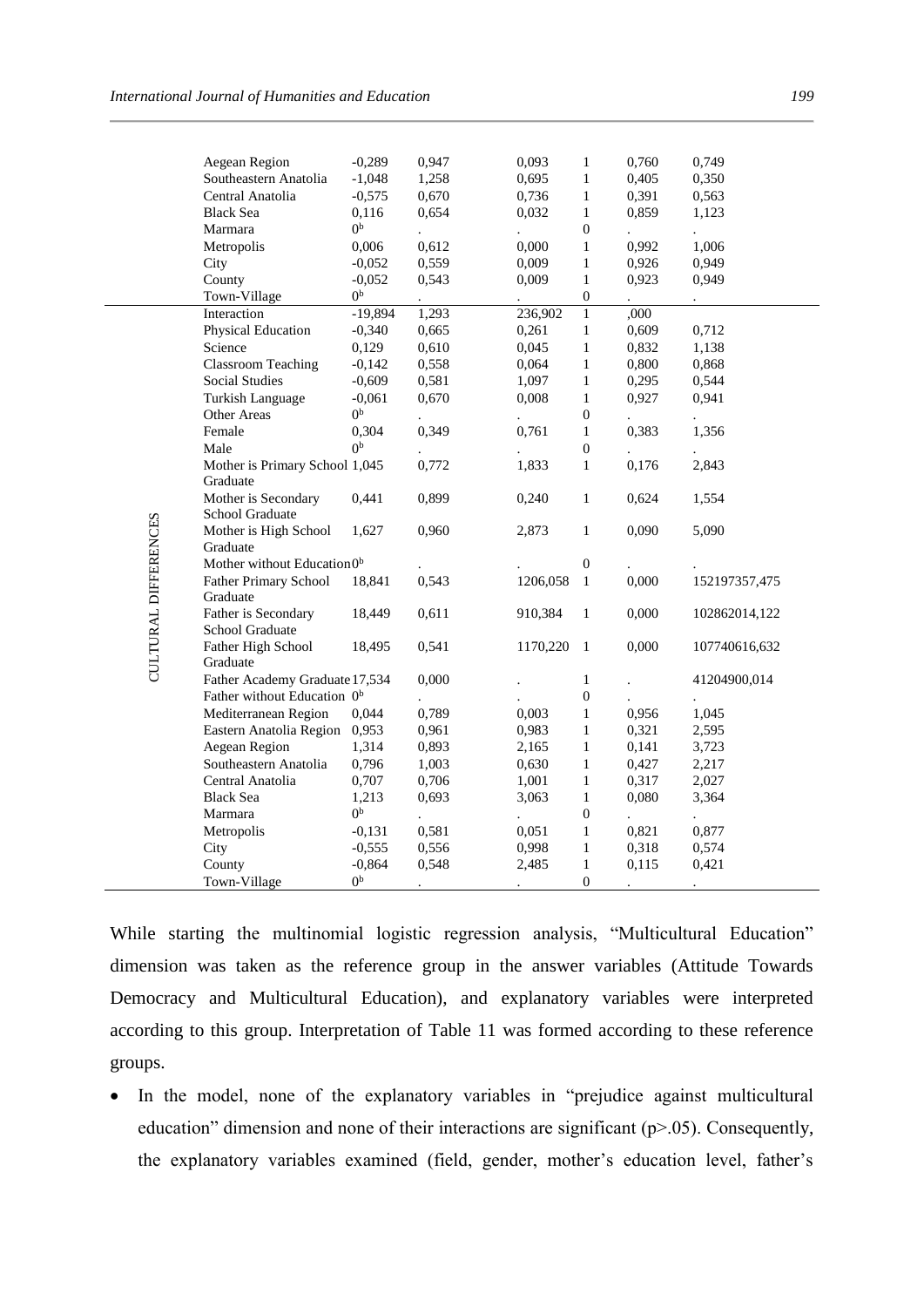| | | | | | | | |
|---|---|---|---|---|---|---|---|
| | Aegean Region | -0,289 | 0,947 | 0,093 | 1 | 0,760 | 0,749 |
| | Southeastern Anatolia | -1,048 | 1,258 | 0,695 | 1 | 0,405 | 0,350 |
| | Central Anatolia | -0,575 | 0,670 | 0,736 | 1 | 0,391 | 0,563 |
| | Black Sea | 0,116 | 0,654 | 0,032 | 1 | 0,859 | 1,123 |
| | Marmara | 0[b] | . | . | 0 | . | . |
| | Metropolis | 0,006 | 0,612 | 0,000 | 1 | 0,992 | 1,006 |
| | City | -0,052 | 0,559 | 0,009 | 1 | 0,926 | 0,949 |
| | County | -0,052 | 0,543 | 0,009 | 1 | 0,923 | 0,949 |
| | Town-Village | 0[b] | . | . | 0 | . | . |
| CULTURAL DIFFERENCES | Interaction | -19,894 | 1,293 | 236,902 | 1 | ,000 | . |
| | Physical Education | -0,340 | 0,665 | 0,261 | 1 | 0,609 | 0,712 |
| | Science | 0,129 | 0,610 | 0,045 | 1 | 0,832 | 1,138 |
| | Classroom Teaching | -0,142 | 0,558 | 0,064 | 1 | 0,800 | 0,868 |
| | Social Studies | -0,609 | 0,581 | 1,097 | 1 | 0,295 | 0,544 |
| | Turkish Language | -0,061 | 0,670 | 0,008 | 1 | 0,927 | 0,941 |
| | Other Areas | 0[b] | . | . | 0 | . | . |
| | Female | 0,304 | 0,349 | 0,761 | 1 | 0,383 | 1,356 |
| | Male | 0[b] | . | . | 0 | . | . |
| | Mother is Primary School Graduate | 1,045 | 0,772 | 1,833 | 1 | 0,176 | 2,843 |
| | Mother is Secondary School Graduate | 0,441 | 0,899 | 0,240 | 1 | 0,624 | 1,554 |
| | Mother is High School Graduate | 1,627 | 0,960 | 2,873 | 1 | 0,090 | 5,090 |
| | Mother without Education | 0[b] | . | . | 0 | . | . |
| | Father Primary School Graduate | 18,841 | 0,543 | 1206,058 | 1 | 0,000 | 152197357,475 |
| | Father is Secondary School Graduate | 18,449 | 0,611 | 910,384 | 1 | 0,000 | 102862014,122 |
| | Father High School Graduate | 18,495 | 0,541 | 1170,220 | 1 | 0,000 | 107740616,632 |
| | Father Academy Graduate | 17,534 | 0,000 | . | 1 | . | 41204900,014 |
| | Father without Education | 0[b] | . | . | 0 | . | . |
| | Mediterranean Region | 0,044 | 0,789 | 0,003 | 1 | 0,956 | 1,045 |
| | Eastern Anatolia Region | 0,953 | 0,961 | 0,983 | 1 | 0,321 | 2,595 |
| | Aegean Region | 1,314 | 0,893 | 2,165 | 1 | 0,141 | 3,723 |
| | Southeastern Anatolia | 0,796 | 1,003 | 0,630 | 1 | 0,427 | 2,217 |
| | Central Anatolia | 0,707 | 0,706 | 1,001 | 1 | 0,317 | 2,027 |
| | Black Sea | 1,213 | 0,693 | 3,063 | 1 | 0,080 | 3,364 |
| | Marmara | 0[b] | . | . | 0 | . | . |
| | Metropolis | -0,131 | 0,581 | 0,051 | 1 | 0,821 | 0,877 |
| | City | -0,555 | 0,556 | 0,998 | 1 | 0,318 | 0,574 |
| | County | -0,864 | 0,548 | 2,485 | 1 | 0,115 | 0,421 |
| | Town-Village | 0[b] | . | . | 0 | . | . |

While starting the multinomial logistic regression analysis, "Multicultural Education" dimension was taken as the reference group in the answer variables (Attitude Towards Democracy and Multicultural Education), and explanatory variables were interpreted according to this group. Interpretation of Table 11 was formed according to these reference groups.

- In the model, none of the explanatory variables in "prejudice against multicultural education" dimension and none of their interactions are significant (p>.05). Consequently, the explanatory variables examined (field, gender, mother's education level, father's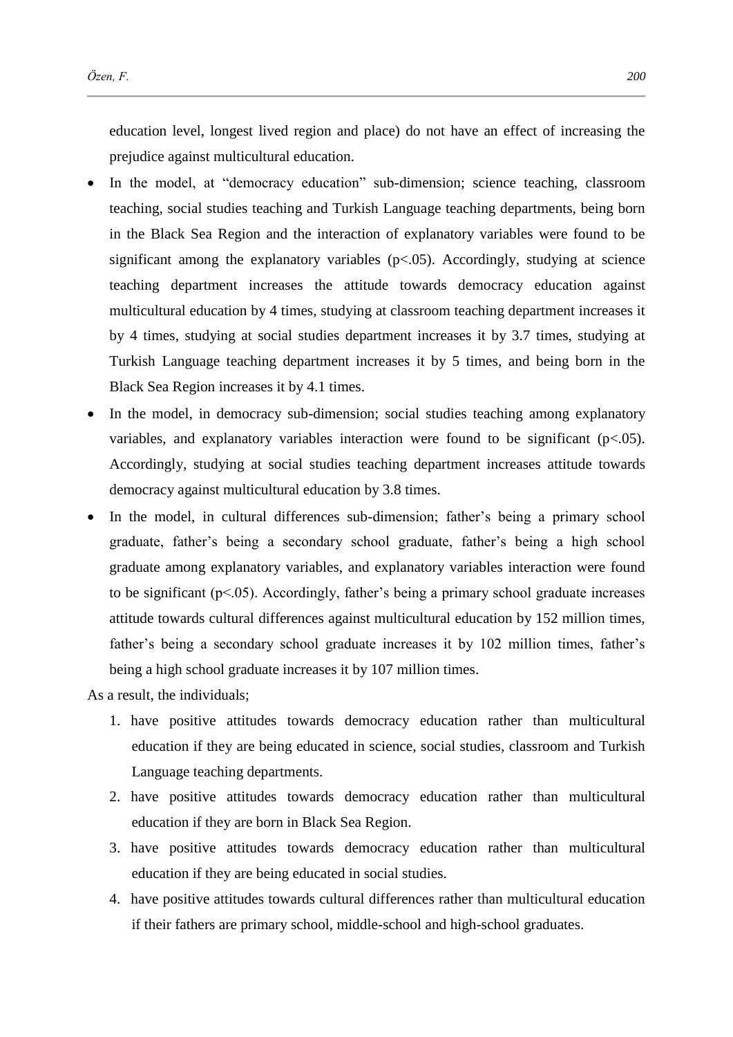education level, longest lived region and place) do not have an effect of increasing the prejudice against multicultural education.

- In the model, at "democracy education" sub-dimension; science teaching, classroom teaching, social studies teaching and Turkish Language teaching departments, being born in the Black Sea Region and the interaction of explanatory variables were found to be significant among the explanatory variables ($p<.05$). Accordingly, studying at science teaching department increases the attitude towards democracy education against multicultural education by 4 times, studying at classroom teaching department increases it by 4 times, studying at social studies department increases it by 3.7 times, studying at Turkish Language teaching department increases it by 5 times, and being born in the Black Sea Region increases it by 4.1 times.
- In the model, in democracy sub-dimension; social studies teaching among explanatory variables, and explanatory variables interaction were found to be significant ($p<.05$). Accordingly, studying at social studies teaching department increases attitude towards democracy against multicultural education by 3.8 times.
- In the model, in cultural differences sub-dimension; father's being a primary school graduate, father's being a secondary school graduate, father's being a high school graduate among explanatory variables, and explanatory variables interaction were found to be significant ($p<.05$). Accordingly, father's being a primary school graduate increases attitude towards cultural differences against multicultural education by 152 million times, father's being a secondary school graduate increases it by 102 million times, father's being a high school graduate increases it by 107 million times.

As a result, the individuals;

1. have positive attitudes towards democracy education rather than multicultural education if they are being educated in science, social studies, classroom and Turkish Language teaching departments.
2. have positive attitudes towards democracy education rather than multicultural education if they are born in Black Sea Region.
3. have positive attitudes towards democracy education rather than multicultural education if they are being educated in social studies.
4. have positive attitudes towards cultural differences rather than multicultural education if their fathers are primary school, middle-school and high-school graduates.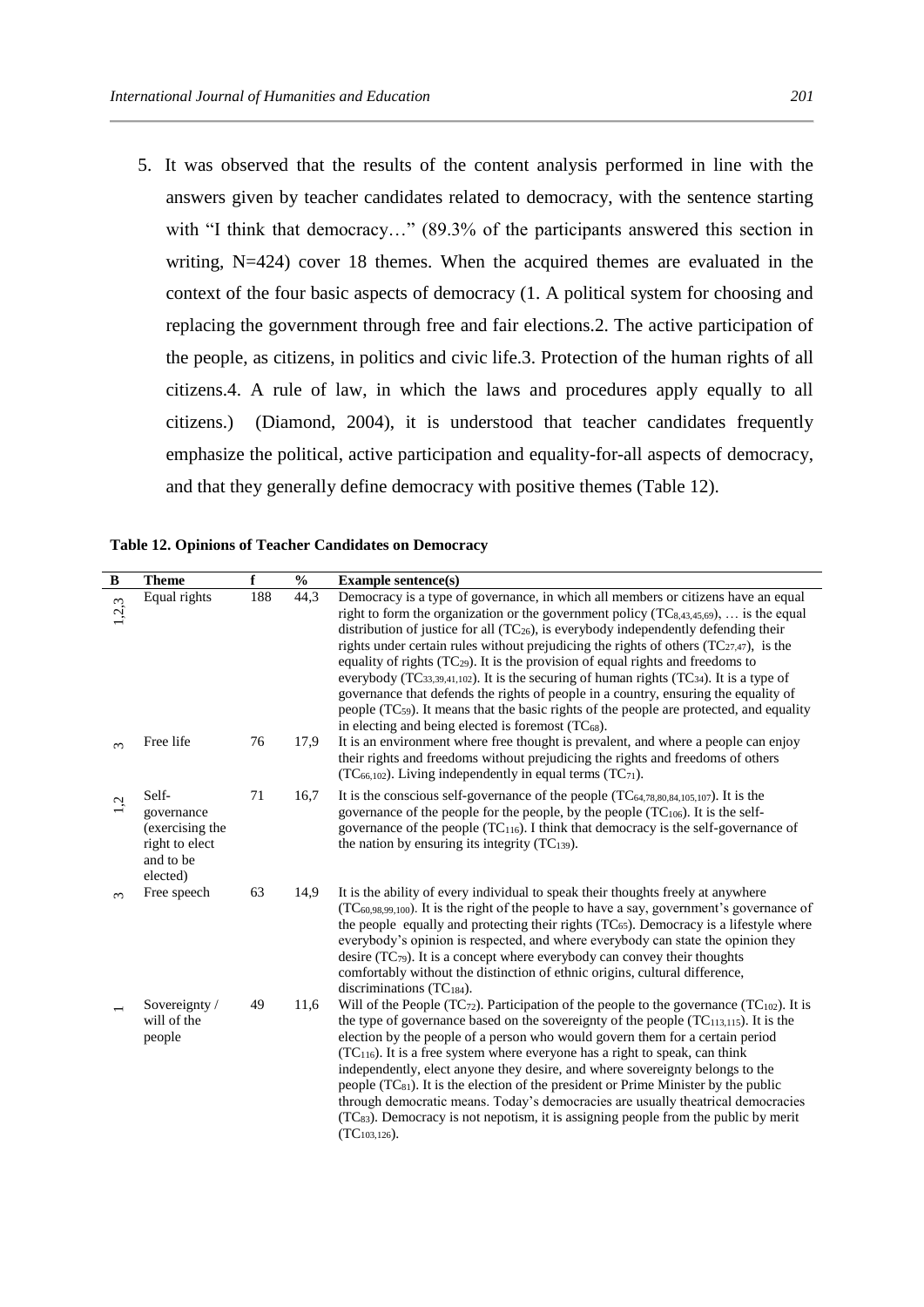5. It was observed that the results of the content analysis performed in line with the answers given by teacher candidates related to democracy, with the sentence starting with "I think that democracy…" (89.3% of the participants answered this section in writing, N=424) cover 18 themes. When the acquired themes are evaluated in the context of the four basic aspects of democracy (1. A political system for choosing and replacing the government through free and fair elections.2. The active participation of the people, as citizens, in politics and civic life.3. Protection of the human rights of all citizens.4. A rule of law, in which the laws and procedures apply equally to all citizens.) (Diamond, 2004), it is understood that teacher candidates frequently emphasize the political, active participation and equality-for-all aspects of democracy, and that they generally define democracy with positive themes (Table 12).

**Table 12. Opinions of Teacher Candidates on Democracy**

| B | Theme | f | % | Example sentence(s) |
|---|---|---|---|---|
| 1,2,3 | Equal rights | 188 | 44,3 | Democracy is a type of governance, in which all members or citizens have an equal right to form the organization or the government policy ($TC_{8,43,45,69}$), … is the equal distribution of justice for all ($TC_{26}$), is everybody independently defending their rights under certain rules without prejudicing the rights of others ($TC_{27,47}$), is the equality of rights ($TC_{29}$). It is the provision of equal rights and freedoms to everybody ($TC_{33,39,41,102}$). It is the securing of human rights ($TC_{34}$). It is a type of governance that defends the rights of people in a country, ensuring the equality of people ($TC_{59}$). It means that the basic rights of the people are protected, and equality in electing and being elected is foremost ($TC_{68}$). |
| 3 | Free life | 76 | 17,9 | It is an environment where free thought is prevalent, and where a people can enjoy their rights and freedoms without prejudicing the rights and freedoms of others ($TC_{66,102}$). Living independently in equal terms ($TC_{71}$). |
| 1,2 | Self-governance (exercising the right to elect and to be elected) | 71 | 16,7 | It is the conscious self-governance of the people ($TC_{64,78,80,84,105,107}$). It is the governance of the people for the people, by the people ($TC_{106}$). It is the self-governance of the people ($TC_{116}$). I think that democracy is the self-governance of the nation by ensuring its integrity ($TC_{139}$). |
| 3 | Free speech | 63 | 14,9 | It is the ability of every individual to speak their thoughts freely at anywhere ($TC_{60,98,99,100}$). It is the right of the people to have a say, government's governance of the people equally and protecting their rights ($TC_{65}$). Democracy is a lifestyle where everybody's opinion is respected, and where everybody can state the opinion they desire ($TC_{79}$). It is a concept where everybody can convey their thoughts comfortably without the distinction of ethnic origins, cultural difference, discriminations ($TC_{184}$). |
| 1 | Sovereignty / will of the people | 49 | 11,6 | Will of the People ($TC_{72}$). Participation of the people to the governance ($TC_{102}$). It is the type of governance based on the sovereignty of the people ($TC_{113,115}$). It is the election by the people of a person who would govern them for a certain period ($TC_{116}$). It is a free system where everyone has a right to speak, can think independently, elect anyone they desire, and where sovereignty belongs to the people ($TC_{81}$). It is the election of the president or Prime Minister by the public through democratic means. Today's democracies are usually theatrical democracies ($TC_{83}$). Democracy is not nepotism, it is assigning people from the public by merit ($TC_{103,126}$). |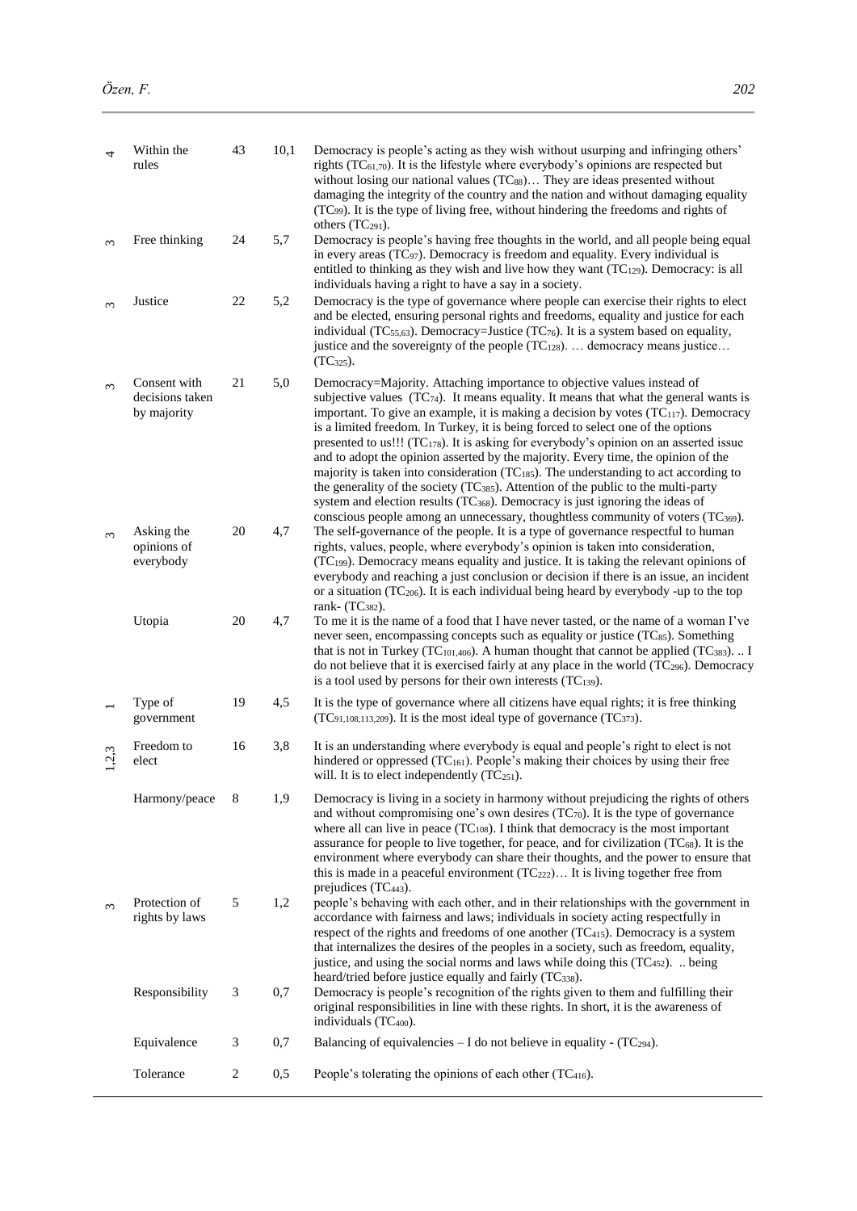| | | | | |
|---|---|---|---|---|
| 4 | Within the rules | 43 | 10,1 | Democracy is people's acting as they wish without usurping and infringing others' rights ($TC_{61,70}$). It is the lifestyle where everybody's opinions are respected but without losing our national values ($TC_{88}$)… They are ideas presented without damaging the integrity of the country and the nation and without damaging equality ($TC_{99}$). It is the type of living free, without hindering the freedoms and rights of others ($TC_{291}$). |
| 3 | Free thinking | 24 | 5,7 | Democracy is people's having free thoughts in the world, and all people being equal in every areas ($TC_{97}$). Democracy is freedom and equality. Every individual is entitled to thinking as they wish and live how they want ($TC_{129}$). Democracy: is all individuals having a right to have a say in a society. |
| 3 | Justice | 22 | 5,2 | Democracy is the type of governance where people can exercise their rights to elect and be elected, ensuring personal rights and freedoms, equality and justice for each individual ($TC_{55,63}$). Democracy=Justice ($TC_{76}$). It is a system based on equality, justice and the sovereignty of the people ($TC_{128}$). … democracy means justice… ($TC_{325}$). |
| 3 | Consent with decisions taken by majority | 21 | 5,0 | Democracy=Majority. Attaching importance to objective values instead of subjective values ($TC_{74}$). It means equality. It means that what the general wants is important. To give an example, it is making a decision by votes ($TC_{117}$). Democracy is a limited freedom. In Turkey, it is being forced to select one of the options presented to us!!! ($TC_{178}$). It is asking for everybody's opinion on an asserted issue and to adopt the opinion asserted by the majority. Every time, the opinion of the majority is taken into consideration ($TC_{185}$). The understanding to act according to the generality of the society ($TC_{385}$). Attention of the public to the multi-party system and election results ($TC_{368}$). Democracy is just ignoring the ideas of conscious people among an unnecessary, thoughtless community of voters ($TC_{369}$). |
| 3 | Asking the opinions of everybody | 20 | 4,7 | The self-governance of the people. It is a type of governance respectful to human rights, values, people, where everybody's opinion is taken into consideration, ($TC_{199}$). Democracy means equality and justice. It is taking the relevant opinions of everybody and reaching a just conclusion or decision if there is an issue, an incident or a situation ($TC_{206}$). It is each individual being heard by everybody -up to the top rank- ($TC_{382}$). |
| | Utopia | 20 | 4,7 | To me it is the name of a food that I have never tasted, or the name of a woman I've never seen, encompassing concepts such as equality or justice ($TC_{85}$). Something that is not in Turkey ($TC_{101,406}$). A human thought that cannot be applied ($TC_{383}$). .. I do not believe that it is exercised fairly at any place in the world ($TC_{296}$). Democracy is a tool used by persons for their own interests ($TC_{139}$). |
| 1 | Type of government | 19 | 4,5 | It is the type of governance where all citizens have equal rights; it is free thinking ($TC_{91,108,113,209}$). It is the most ideal type of governance ($TC_{373}$). |
| 1,2,3 | Freedom to elect | 16 | 3,8 | It is an understanding where everybody is equal and people's right to elect is not hindered or oppressed ($TC_{161}$). People's making their choices by using their free will. It is to elect independently ($TC_{251}$). |
| | Harmony/peace | 8 | 1,9 | Democracy is living in a society in harmony without prejudicing the rights of others and without compromising one's own desires ($TC_{70}$). It is the type of governance where all can live in peace ($TC_{108}$). I think that democracy is the most important assurance for people to live together, for peace, and for civilization ($TC_{68}$). It is the environment where everybody can share their thoughts, and the power to ensure that this is made in a peaceful environment ($TC_{222}$)… It is living together free from prejudices ($TC_{443}$). |
| 3 | Protection of rights by laws | 5 | 1,2 | people's behaving with each other, and in their relationships with the government in accordance with fairness and laws; individuals in society acting respectfully in respect of the rights and freedoms of one another ($TC_{415}$). Democracy is a system that internalizes the desires of the peoples in a society, such as freedom, equality, justice, and using the social norms and laws while doing this ($TC_{452}$). .. being heard/tried before justice equally and fairly ($TC_{338}$). |
| | Responsibility | 3 | 0,7 | Democracy is people's recognition of the rights given to them and fulfilling their original responsibilities in line with these rights. In short, it is the awareness of individuals ($TC_{400}$). |
| | Equivalence | 3 | 0,7 | Balancing of equivalencies – I do not believe in equality - ($TC_{294}$). |
| | Tolerance | 2 | 0,5 | People's tolerating the opinions of each other ($TC_{416}$). |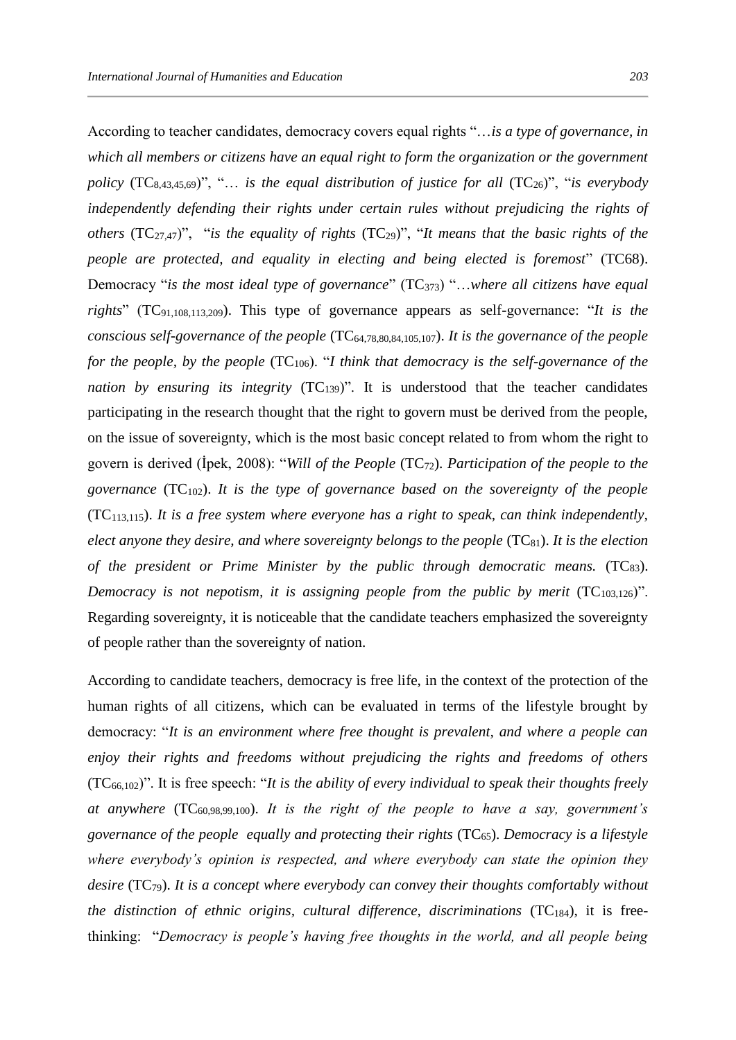According to teacher candidates, democracy covers equal rights "…*is a type of governance, in which all members or citizens have an equal right to form the organization or the government policy* ($TC_{8,43,45,69}$)", "… *is the equal distribution of justice for all* ($TC_{26}$)", "*is everybody independently defending their rights under certain rules without prejudicing the rights of others* ($TC_{27,47}$)", "*is the equality of rights* ($TC_{29}$)", "*It means that the basic rights of the people are protected, and equality in electing and being elected is foremost*" (TC68). Democracy "*is the most ideal type of governance*" ($TC_{373}$) "…*where all citizens have equal rights*" ($TC_{91,108,113,209}$). This type of governance appears as self-governance: "*It is the conscious self-governance of the people* ($TC_{64,78,80,84,105,107}$). *It is the governance of the people for the people, by the people* ($TC_{106}$). "*I think that democracy is the self-governance of the nation by ensuring its integrity* ($TC_{139}$)". It is understood that the teacher candidates participating in the research thought that the right to govern must be derived from the people, on the issue of sovereignty, which is the most basic concept related to from whom the right to govern is derived (İpek, 2008): "*Will of the People* ($TC_{72}$). *Participation of the people to the governance* ($TC_{102}$). *It is the type of governance based on the sovereignty of the people* ($TC_{113,115}$). *It is a free system where everyone has a right to speak, can think independently, elect anyone they desire, and where sovereignty belongs to the people* ($TC_{81}$). *It is the election of the president or Prime Minister by the public through democratic means.* ($TC_{83}$). *Democracy is not nepotism, it is assigning people from the public by merit* ($TC_{103,126}$)". Regarding sovereignty, it is noticeable that the candidate teachers emphasized the sovereignty of people rather than the sovereignty of nation.

According to candidate teachers, democracy is free life, in the context of the protection of the human rights of all citizens, which can be evaluated in terms of the lifestyle brought by democracy: "*It is an environment where free thought is prevalent, and where a people can enjoy their rights and freedoms without prejudicing the rights and freedoms of others* ($TC_{66,102}$)". It is free speech: "*It is the ability of every individual to speak their thoughts freely at anywhere* ($TC_{60,98,99,100}$). *It is the right of the people to have a say, government's governance of the people equally and protecting their rights* ($TC_{65}$). *Democracy is a lifestyle where everybody's opinion is respected, and where everybody can state the opinion they desire* ($TC_{79}$). *It is a concept where everybody can convey their thoughts comfortably without the distinction of ethnic origins, cultural difference, discriminations* ($TC_{184}$), it is free-thinking: "*Democracy is people's having free thoughts in the world, and all people being*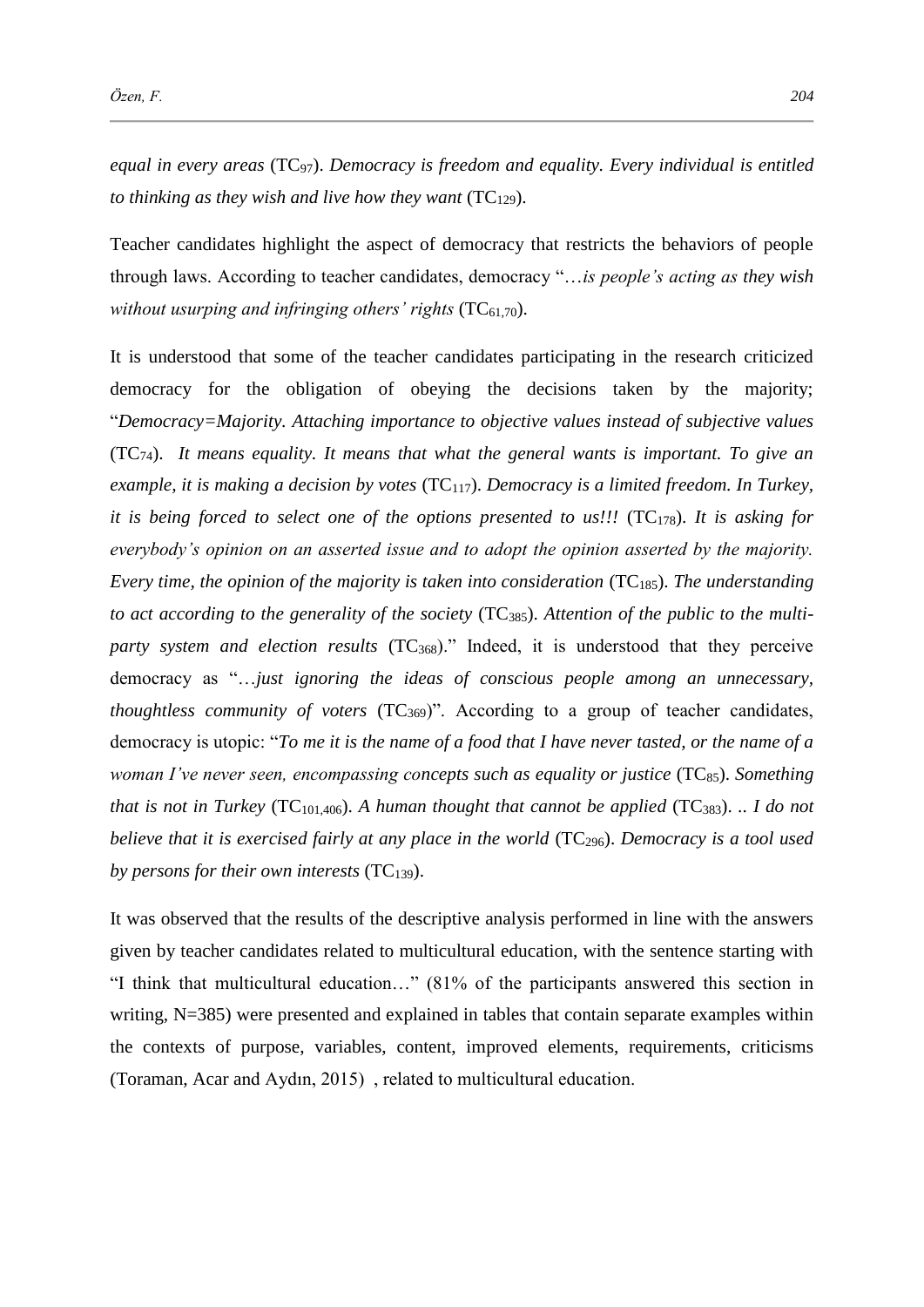*equal in every areas* ($TC_{97}$). *Democracy is freedom and equality. Every individual is entitled to thinking as they wish and live how they want* ($TC_{129}$).

Teacher candidates highlight the aspect of democracy that restricts the behaviors of people through laws. According to teacher candidates, democracy "…*is people's acting as they wish without usurping and infringing others' rights* ($TC_{61,70}$).

It is understood that some of the teacher candidates participating in the research criticized democracy for the obligation of obeying the decisions taken by the majority; "*Democracy=Majority. Attaching importance to objective values instead of subjective values* ($TC_{74}$). *It means equality. It means that what the general wants is important. To give an example, it is making a decision by votes* ($TC_{117}$). *Democracy is a limited freedom. In Turkey, it is being forced to select one of the options presented to us!!!* ($TC_{178}$). *It is asking for everybody's opinion on an asserted issue and to adopt the opinion asserted by the majority. Every time, the opinion of the majority is taken into consideration* ($TC_{185}$). *The understanding to act according to the generality of the society* ($TC_{385}$). *Attention of the public to the multi-party system and election results* ($TC_{368}$)." Indeed, it is understood that they perceive democracy as "…*just ignoring the ideas of conscious people among an unnecessary, thoughtless community of voters* ($TC_{369}$)". According to a group of teacher candidates, democracy is utopic: "*To me it is the name of a food that I have never tasted, or the name of a woman I've never seen, encompassing concepts such as equality or justice* ($TC_{85}$). *Something that is not in Turkey* ($TC_{101,406}$). *A human thought that cannot be applied* ($TC_{383}$). .. *I do not believe that it is exercised fairly at any place in the world* ($TC_{296}$). *Democracy is a tool used by persons for their own interests* ($TC_{139}$).

It was observed that the results of the descriptive analysis performed in line with the answers given by teacher candidates related to multicultural education, with the sentence starting with "I think that multicultural education…" (81% of the participants answered this section in writing, N=385) were presented and explained in tables that contain separate examples within the contexts of purpose, variables, content, improved elements, requirements, criticisms (Toraman, Acar and Aydın, 2015) , related to multicultural education.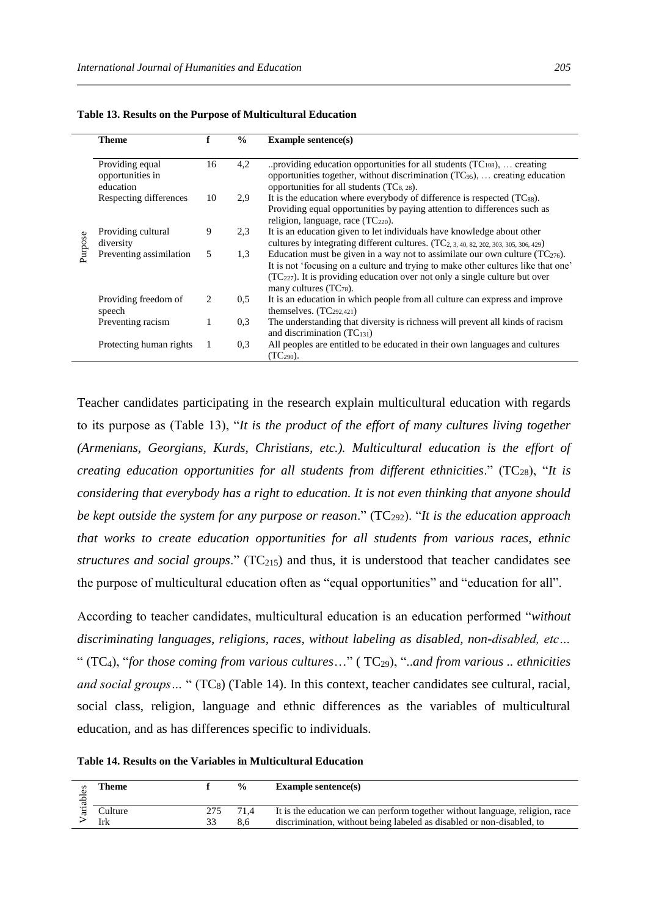**Table 13. Results on the Purpose of Multicultural Education**

| | Theme | f | % | Example sentence(s) |
|---|---|---|---|---|
| Purpose | Providing equal opportunities in education | 16 | 4,2 | ..providing education opportunities for all students ($TC_{108}$), … creating opportunities together, without discrimination ($TC_{95}$), … creating education opportunities for all students ($TC_{8, 28}$). |
| | Respecting differences | 10 | 2,9 | It is the education where everybody of difference is respected ($TC_{88}$). Providing equal opportunities by paying attention to differences such as religion, language, race ($TC_{220}$). |
| | Providing cultural diversity | 9 | 2,3 | It is an education given to let individuals have knowledge about other cultures by integrating different cultures. ($TC_{2, 3, 40, 82, 202, 303, 305, 306, 429}$) |
| | Preventing assimilation | 5 | 1,3 | Education must be given in a way not to assimilate our own culture ($TC_{276}$). It is not 'focusing on a culture and trying to make other cultures like that one' ($TC_{227}$). It is providing education over not only a single culture but over many cultures ($TC_{78}$). |
| | Providing freedom of speech | 2 | 0,5 | It is an education in which people from all culture can express and improve themselves. ($TC_{292,421}$) |
| | Preventing racism | 1 | 0,3 | The understanding that diversity is richness will prevent all kinds of racism and discrimination ($TC_{131}$) |
| | Protecting human rights | 1 | 0,3 | All peoples are entitled to be educated in their own languages and cultures ($TC_{290}$). |

Teacher candidates participating in the research explain multicultural education with regards to its purpose as (Table 13), "*It is the product of the effort of many cultures living together (Armenians, Georgians, Kurds, Christians, etc.). Multicultural education is the effort of creating education opportunities for all students from different ethnicities*." ($TC_{28}$), "*It is considering that everybody has a right to education. It is not even thinking that anyone should be kept outside the system for any purpose or reason*." ($TC_{292}$). "*It is the education approach that works to create education opportunities for all students from various races, ethnic structures and social groups*." ($TC_{215}$) and thus, it is understood that teacher candidates see the purpose of multicultural education often as "equal opportunities" and "education for all".

According to teacher candidates, multicultural education is an education performed "*without discriminating languages, religions, races, without labeling as disabled, non-disabled, etc…* " ($TC_{4}$), "*for those coming from various cultures*…" ( $TC_{29}$), "*..and from various .. ethnicities and social groups…* " ($TC_{8}$) (Table 14). In this context, teacher candidates see cultural, racial, social class, religion, language and ethnic differences as the variables of multicultural education, and as has differences specific to individuals.

**Table 14. Results on the Variables in Multicultural Education**

| | Theme | f | % | Example sentence(s) |
|---|---|---|---|---|
| Variables | Culture | 275 | 71,4 | It is the education we can perform together without language, religion, race |
| | Irk | 33 | 8,6 | discrimination, without being labeled as disabled or non-disabled, to |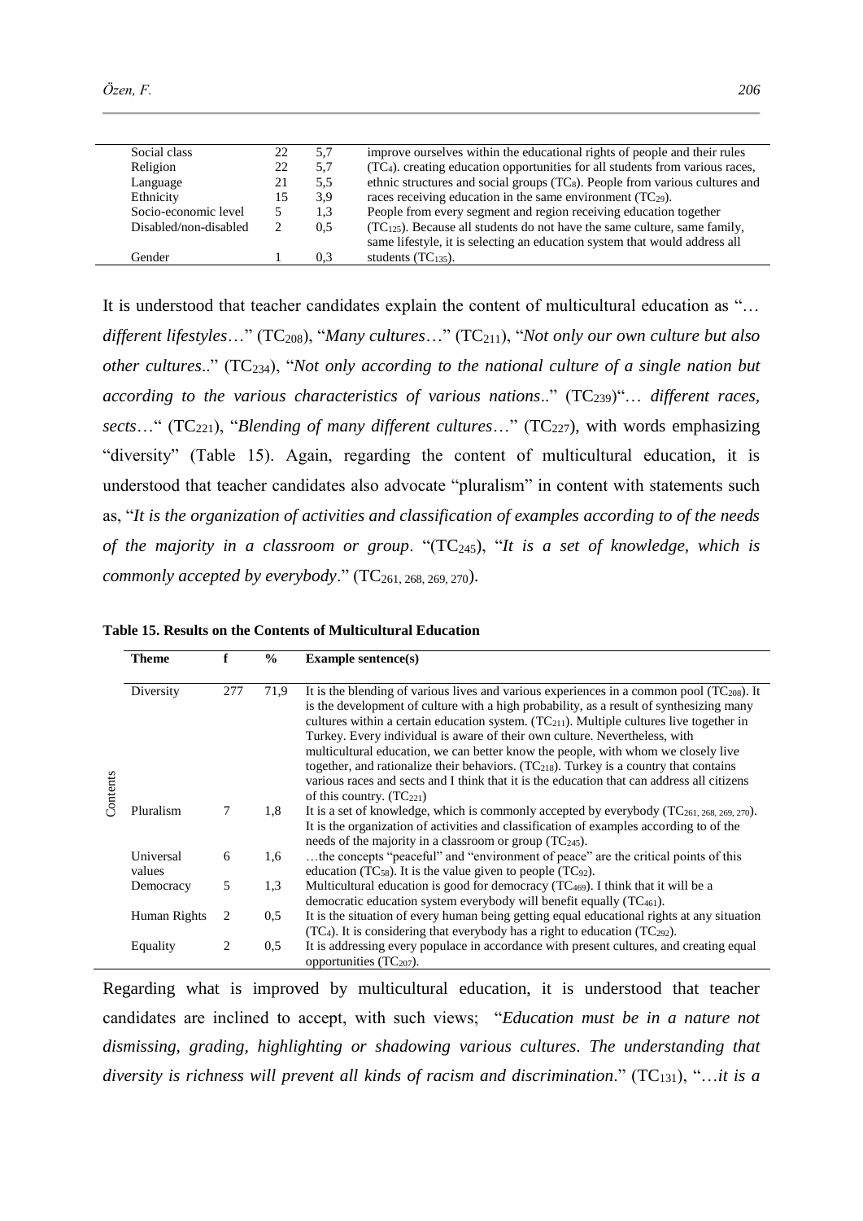| Social class | 22 | 5,7 | improve ourselves within the educational rights of people and their rules |
|---|---|---|---|
| Religion | 22 | 5,7 | ($TC_4$). creating education opportunities for all students from various races, |
| Language | 21 | 5,5 | ethnic structures and social groups ($TC_8$). People from various cultures and |
| Ethnicity | 15 | 3,9 | races receiving education in the same environment ($TC_{29}$). |
| Socio-economic level | 5 | 1,3 | People from every segment and region receiving education together |
| Disabled/non-disabled | 2 | 0,5 | ($TC_{125}$). Because all students do not have the same culture, same family, same lifestyle, it is selecting an education system that would address all |
| Gender | 1 | 0,3 | students ($TC_{135}$). |

It is understood that teacher candidates explain the content of multicultural education as "… *different lifestyles*…" ($TC_{208}$), "*Many cultures*…" ($TC_{211}$), "*Not only our own culture but also other cultures*.." ($TC_{234}$), "*Not only according to the national culture of a single nation but according to the various characteristics of various nations*.." ($TC_{239}$)"… *different races, sects*…" ($TC_{221}$), "*Blending of many different cultures*…" ($TC_{227}$), with words emphasizing "diversity" (Table 15). Again, regarding the content of multicultural education, it is understood that teacher candidates also advocate "pluralism" in content with statements such as, "*It is the organization of activities and classification of examples according to of the needs of the majority in a classroom or group*. "($TC_{245}$), "*It is a set of knowledge, which is commonly accepted by everybody*." ($TC_{261, 268, 269, 270}$).

**Table 15. Results on the Contents of Multicultural Education**

| | Theme | f | % | Example sentence(s) |
|---|---|---|---|---|
| Contents | Diversity | 277 | 71,9 | It is the blending of various lives and various experiences in a common pool ($TC_{208}$). It is the development of culture with a high probability, as a result of synthesizing many cultures within a certain education system. ($TC_{211}$). Multiple cultures live together in Turkey. Every individual is aware of their own culture. Nevertheless, with multicultural education, we can better know the people, with whom we closely live together, and rationalize their behaviors. ($TC_{218}$). Turkey is a country that contains various races and sects and I think that it is the education that can address all citizens of this country. ($TC_{221}$) |
| | Pluralism | 7 | 1,8 | It is a set of knowledge, which is commonly accepted by everybody ($TC_{261, 268, 269, 270}$). It is the organization of activities and classification of examples according to of the needs of the majority in a classroom or group ($TC_{245}$). |
| | Universal values | 6 | 1,6 | …the concepts "peaceful" and "environment of peace" are the critical points of this education ($TC_{58}$). It is the value given to people ($TC_{92}$). |
| | Democracy | 5 | 1,3 | Multicultural education is good for democracy ($TC_{469}$). I think that it will be a democratic education system everybody will benefit equally ($TC_{461}$). |
| | Human Rights | 2 | 0,5 | It is the situation of every human being getting equal educational rights at any situation ($TC_4$). It is considering that everybody has a right to education ($TC_{292}$). |
| | Equality | 2 | 0,5 | It is addressing every populace in accordance with present cultures, and creating equal opportunities ($TC_{207}$). |

Regarding what is improved by multicultural education, it is understood that teacher candidates are inclined to accept, with such views; "*Education must be in a nature not dismissing, grading, highlighting or shadowing various cultures. The understanding that diversity is richness will prevent all kinds of racism and discrimination*." ($TC_{131}$), "…*it is a*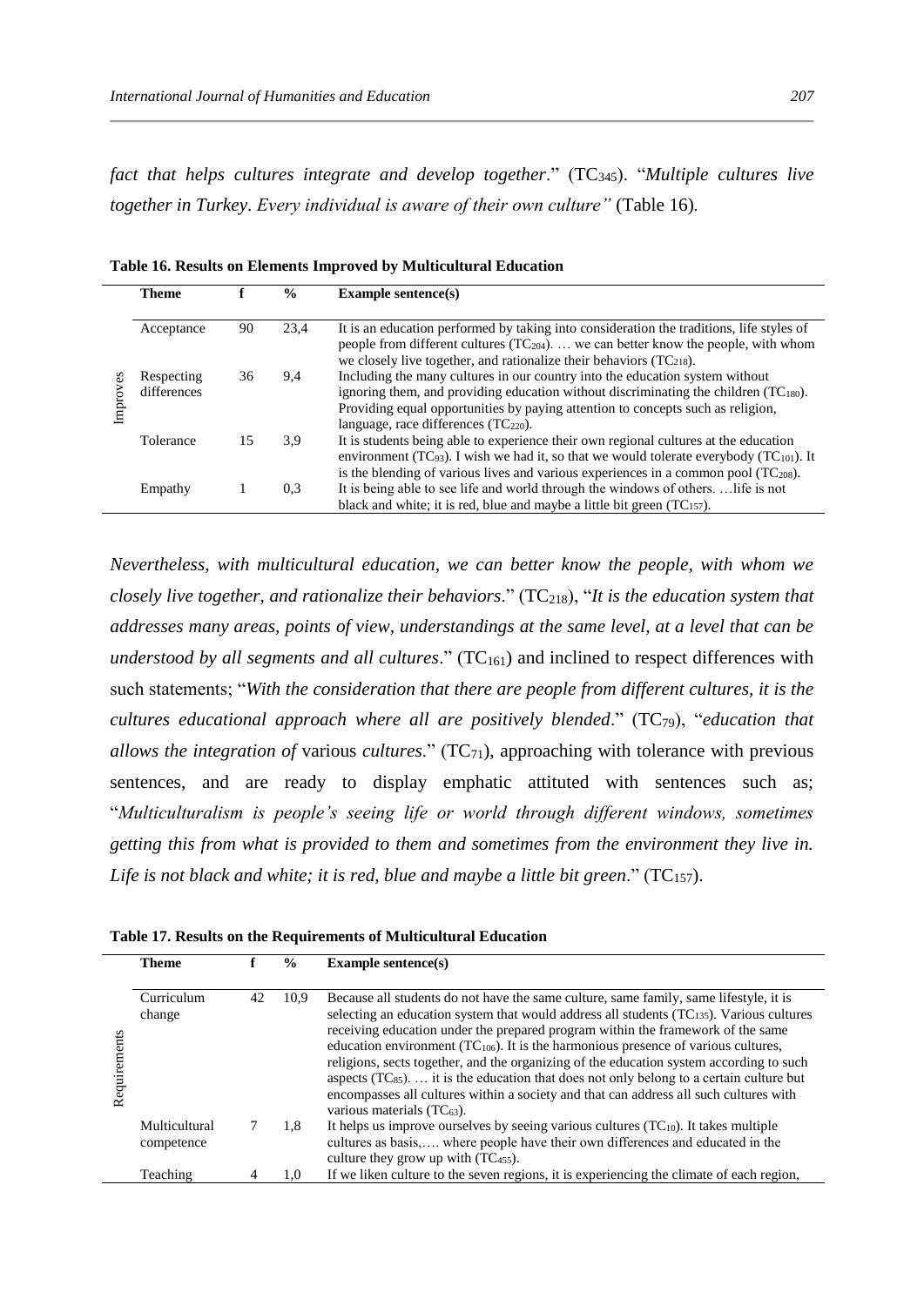*fact that helps cultures integrate and develop together*." ($TC_{345}$). "*Multiple cultures live together in Turkey. Every individual is aware of their own culture"* (Table 16).

**Table 16. Results on Elements Improved by Multicultural Education**

| | Theme | f | % | Example sentence(s) |
|---|---|---|---|---|
| Improves | Acceptance | 90 | 23,4 | It is an education performed by taking into consideration the traditions, life styles of people from different cultures ($TC_{204}$). … we can better know the people, with whom we closely live together, and rationalize their behaviors ($TC_{218}$). |
| | Respecting differences | 36 | 9,4 | Including the many cultures in our country into the education system without ignoring them, and providing education without discriminating the children ($TC_{180}$). Providing equal opportunities by paying attention to concepts such as religion, language, race differences ($TC_{220}$). |
| | Tolerance | 15 | 3,9 | It is students being able to experience their own regional cultures at the education environment ($TC_{93}$). I wish we had it, so that we would tolerate everybody ($TC_{101}$). It is the blending of various lives and various experiences in a common pool ($TC_{208}$). |
| | Empathy | 1 | 0,3 | It is being able to see life and world through the windows of others. …life is not black and white; it is red, blue and maybe a little bit green ($TC_{157}$). |

*Nevertheless, with multicultural education, we can better know the people, with whom we closely live together, and rationalize their behaviors*." ($TC_{218}$), "*It is the education system that addresses many areas, points of view, understandings at the same level, at a level that can be understood by all segments and all cultures*." ($TC_{161}$) and inclined to respect differences with such statements; "*With the consideration that there are people from different cultures, it is the cultures educational approach where all are positively blended*." ($TC_{79}$), "*education that allows the integration of* various *cultures*." ($TC_{71}$), approaching with tolerance with previous sentences, and are ready to display emphatic attituted with sentences such as; "*Multiculturalism is people's seeing life or world through different windows, sometimes getting this from what is provided to them and sometimes from the environment they live in. Life is not black and white; it is red, blue and maybe a little bit green*." ($TC_{157}$).

**Table 17. Results on the Requirements of Multicultural Education**

| | Theme | f | % | Example sentence(s) |
|---|---|---|---|---|
| Requirements | Curriculum change | 42 | 10,9 | Because all students do not have the same culture, same family, same lifestyle, it is selecting an education system that would address all students ($TC_{135}$). Various cultures receiving education under the prepared program within the framework of the same education environment ($TC_{106}$). It is the harmonious presence of various cultures, religions, sects together, and the organizing of the education system according to such aspects ($TC_{85}$). … it is the education that does not only belong to a certain culture but encompasses all cultures within a society and that can address all such cultures with various materials ($TC_{63}$). |
| | Multicultural competence | 7 | 1,8 | It helps us improve ourselves by seeing various cultures ($TC_{10}$). It takes multiple cultures as basis,…. where people have their own differences and educated in the culture they grow up with ($TC_{455}$). |
| | Teaching | 4 | 1,0 | If we liken culture to the seven regions, it is experiencing the climate of each region, |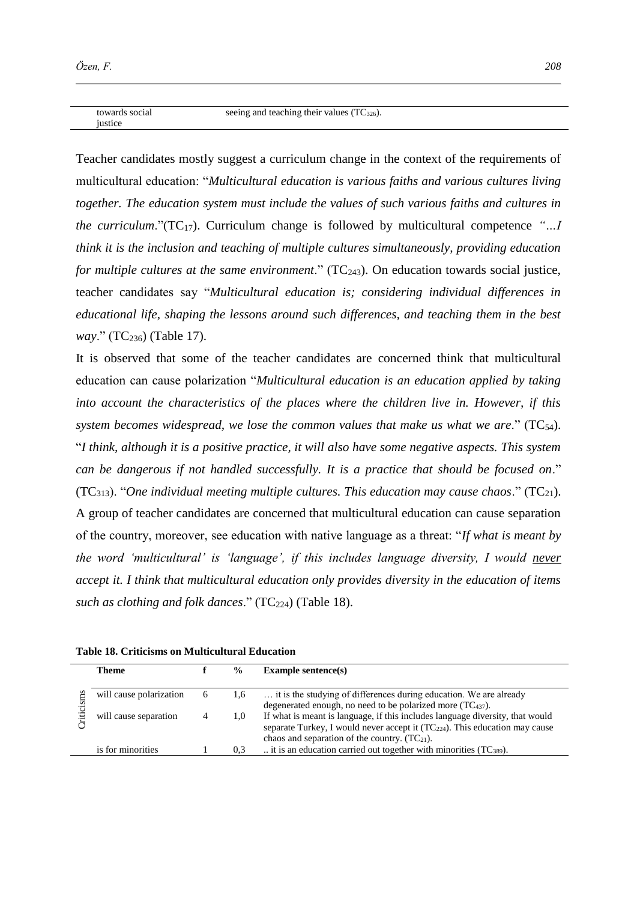| | |
|---|---|
| towards social justice | seeing and teaching their values ($TC_{326}$). |

Teacher candidates mostly suggest a curriculum change in the context of the requirements of multicultural education: "*Multicultural education is various faiths and various cultures living together. The education system must include the values of such various faiths and cultures in the curriculum*."($TC_{17}$). Curriculum change is followed by multicultural competence *"…I think it is the inclusion and teaching of multiple cultures simultaneously, providing education for multiple cultures at the same environment*." ($TC_{243}$). On education towards social justice, teacher candidates say "*Multicultural education is; considering individual differences in educational life, shaping the lessons around such differences, and teaching them in the best way*." ($TC_{236}$) (Table 17).

It is observed that some of the teacher candidates are concerned think that multicultural education can cause polarization "*Multicultural education is an education applied by taking into account the characteristics of the places where the children live in. However, if this system becomes widespread, we lose the common values that make us what we are*." ($TC_{54}$). "*I think, although it is a positive practice, it will also have some negative aspects. This system can be dangerous if not handled successfully. It is a practice that should be focused on*." ($TC_{313}$). "*One individual meeting multiple cultures. This education may cause chaos*." ($TC_{21}$). A group of teacher candidates are concerned that multicultural education can cause separation of the country, moreover, see education with native language as a threat: "*If what is meant by the word 'multicultural' is 'language', if this includes language diversity, I would never accept it. I think that multicultural education only provides diversity in the education of items such as clothing and folk dances*." ($TC_{224}$) (Table 18).

**Table 18. Criticisms on Multicultural Education**

| | Theme | f | % | Example sentence(s) |
|---|---|---|---|---|
| Criticisms | will cause polarization | 6 | 1,6 | … it is the studying of differences during education. We are already degenerated enough, no need to be polarized more ($TC_{437}$). |
| | will cause separation | 4 | 1,0 | If what is meant is language, if this includes language diversity, that would separate Turkey, I would never accept it ($TC_{224}$). This education may cause chaos and separation of the country. ($TC_{21}$). |
| | is for minorities | 1 | 0,3 | .. it is an education carried out together with minorities ($TC_{389}$). |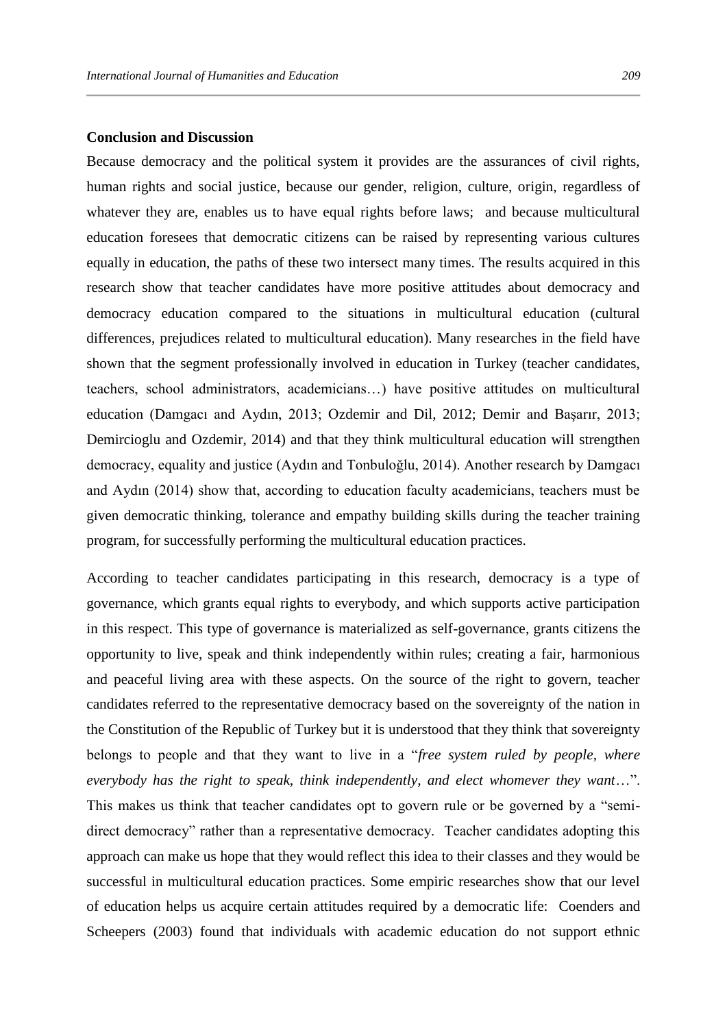**Conclusion and Discussion**

Because democracy and the political system it provides are the assurances of civil rights, human rights and social justice, because our gender, religion, culture, origin, regardless of whatever they are, enables us to have equal rights before laws; and because multicultural education foresees that democratic citizens can be raised by representing various cultures equally in education, the paths of these two intersect many times. The results acquired in this research show that teacher candidates have more positive attitudes about democracy and democracy education compared to the situations in multicultural education (cultural differences, prejudices related to multicultural education). Many researches in the field have shown that the segment professionally involved in education in Turkey (teacher candidates, teachers, school administrators, academicians…) have positive attitudes on multicultural education (Damgacı and Aydın, 2013; Ozdemir and Dil, 2012; Demir and Başarır, 2013; Demircioglu and Ozdemir, 2014) and that they think multicultural education will strengthen democracy, equality and justice (Aydın and Tonbuloğlu, 2014). Another research by Damgacı and Aydın (2014) show that, according to education faculty academicians, teachers must be given democratic thinking, tolerance and empathy building skills during the teacher training program, for successfully performing the multicultural education practices.

According to teacher candidates participating in this research, democracy is a type of governance, which grants equal rights to everybody, and which supports active participation in this respect. This type of governance is materialized as self-governance, grants citizens the opportunity to live, speak and think independently within rules; creating a fair, harmonious and peaceful living area with these aspects. On the source of the right to govern, teacher candidates referred to the representative democracy based on the sovereignty of the nation in the Constitution of the Republic of Turkey but it is understood that they think that sovereignty belongs to people and that they want to live in a "*free system ruled by people, where everybody has the right to speak, think independently, and elect whomever they want*…". This makes us think that teacher candidates opt to govern rule or be governed by a "semi-direct democracy" rather than a representative democracy. Teacher candidates adopting this approach can make us hope that they would reflect this idea to their classes and they would be successful in multicultural education practices. Some empiric researches show that our level of education helps us acquire certain attitudes required by a democratic life: Coenders and Scheepers (2003) found that individuals with academic education do not support ethnic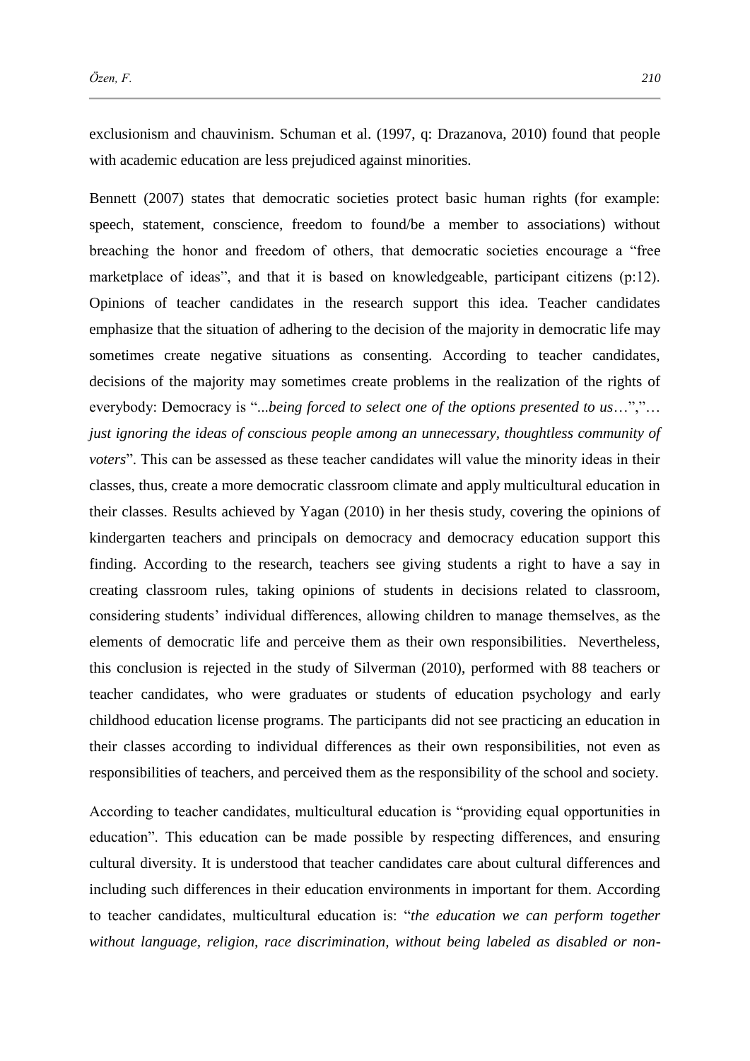exclusionism and chauvinism. Schuman et al. (1997, q: Drazanova, 2010) found that people with academic education are less prejudiced against minorities.

Bennett (2007) states that democratic societies protect basic human rights (for example: speech, statement, conscience, freedom to found/be a member to associations) without breaching the honor and freedom of others, that democratic societies encourage a "free marketplace of ideas", and that it is based on knowledgeable, participant citizens (p:12). Opinions of teacher candidates in the research support this idea. Teacher candidates emphasize that the situation of adhering to the decision of the majority in democratic life may sometimes create negative situations as consenting. According to teacher candidates, decisions of the majority may sometimes create problems in the realization of the rights of everybody: Democracy is "*...being forced to select one of the options presented to us*…","*… just ignoring the ideas of conscious people among an unnecessary, thoughtless community of voters*". This can be assessed as these teacher candidates will value the minority ideas in their classes, thus, create a more democratic classroom climate and apply multicultural education in their classes. Results achieved by Yagan (2010) in her thesis study, covering the opinions of kindergarten teachers and principals on democracy and democracy education support this finding. According to the research, teachers see giving students a right to have a say in creating classroom rules, taking opinions of students in decisions related to classroom, considering students' individual differences, allowing children to manage themselves, as the elements of democratic life and perceive them as their own responsibilities. Nevertheless, this conclusion is rejected in the study of Silverman (2010), performed with 88 teachers or teacher candidates, who were graduates or students of education psychology and early childhood education license programs. The participants did not see practicing an education in their classes according to individual differences as their own responsibilities, not even as responsibilities of teachers, and perceived them as the responsibility of the school and society.

According to teacher candidates, multicultural education is "providing equal opportunities in education". This education can be made possible by respecting differences, and ensuring cultural diversity. It is understood that teacher candidates care about cultural differences and including such differences in their education environments in important for them. According to teacher candidates, multicultural education is: "*the education we can perform together without language, religion, race discrimination, without being labeled as disabled or non-*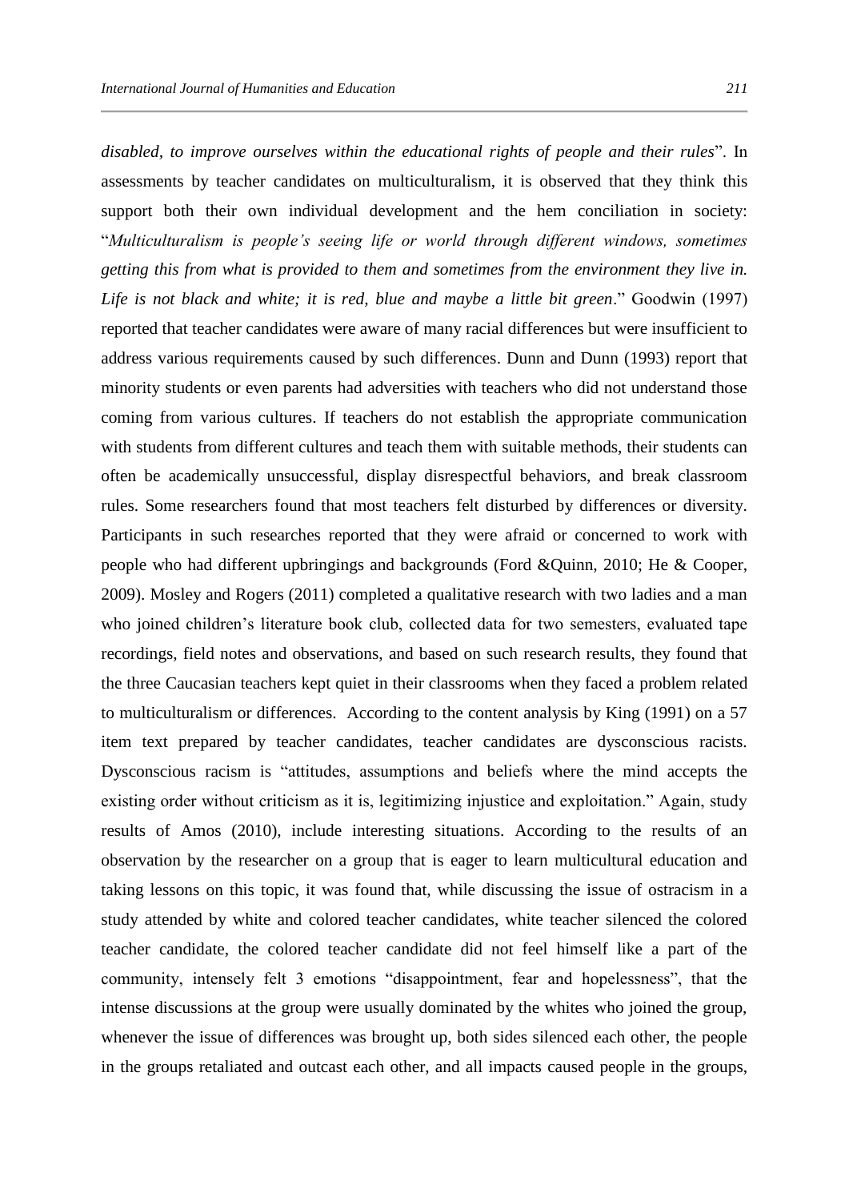*disabled, to improve ourselves within the educational rights of people and their rules*". In assessments by teacher candidates on multiculturalism, it is observed that they think this support both their own individual development and the hem conciliation in society: "*Multiculturalism is people's seeing life or world through different windows, sometimes getting this from what is provided to them and sometimes from the environment they live in. Life is not black and white; it is red, blue and maybe a little bit green*." Goodwin (1997) reported that teacher candidates were aware of many racial differences but were insufficient to address various requirements caused by such differences. Dunn and Dunn (1993) report that minority students or even parents had adversities with teachers who did not understand those coming from various cultures. If teachers do not establish the appropriate communication with students from different cultures and teach them with suitable methods, their students can often be academically unsuccessful, display disrespectful behaviors, and break classroom rules. Some researchers found that most teachers felt disturbed by differences or diversity. Participants in such researches reported that they were afraid or concerned to work with people who had different upbringings and backgrounds (Ford &Quinn, 2010; He & Cooper, 2009). Mosley and Rogers (2011) completed a qualitative research with two ladies and a man who joined children's literature book club, collected data for two semesters, evaluated tape recordings, field notes and observations, and based on such research results, they found that the three Caucasian teachers kept quiet in their classrooms when they faced a problem related to multiculturalism or differences. According to the content analysis by King (1991) on a 57 item text prepared by teacher candidates, teacher candidates are dysconscious racists. Dysconscious racism is "attitudes, assumptions and beliefs where the mind accepts the existing order without criticism as it is, legitimizing injustice and exploitation." Again, study results of Amos (2010), include interesting situations. According to the results of an observation by the researcher on a group that is eager to learn multicultural education and taking lessons on this topic, it was found that, while discussing the issue of ostracism in a study attended by white and colored teacher candidates, white teacher silenced the colored teacher candidate, the colored teacher candidate did not feel himself like a part of the community, intensely felt 3 emotions "disappointment, fear and hopelessness", that the intense discussions at the group were usually dominated by the whites who joined the group, whenever the issue of differences was brought up, both sides silenced each other, the people in the groups retaliated and outcast each other, and all impacts caused people in the groups,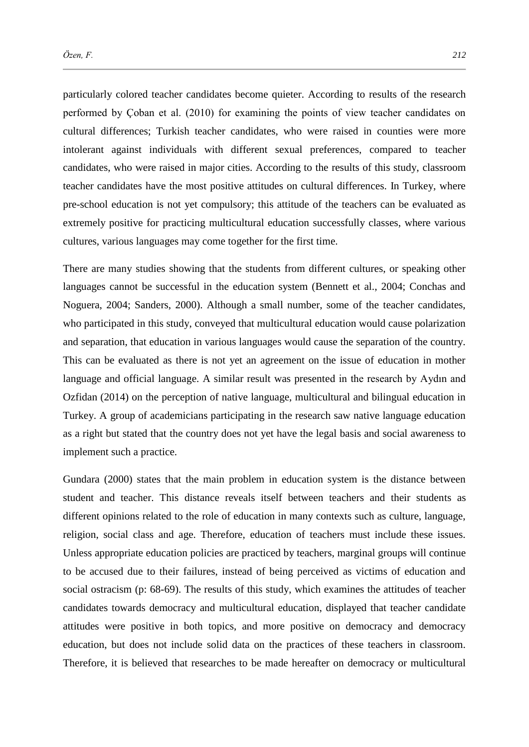particularly colored teacher candidates become quieter. According to results of the research performed by Çoban et al. (2010) for examining the points of view teacher candidates on cultural differences; Turkish teacher candidates, who were raised in counties were more intolerant against individuals with different sexual preferences, compared to teacher candidates, who were raised in major cities. According to the results of this study, classroom teacher candidates have the most positive attitudes on cultural differences. In Turkey, where pre-school education is not yet compulsory; this attitude of the teachers can be evaluated as extremely positive for practicing multicultural education successfully classes, where various cultures, various languages may come together for the first time.

There are many studies showing that the students from different cultures, or speaking other languages cannot be successful in the education system (Bennett et al., 2004; Conchas and Noguera, 2004; Sanders, 2000). Although a small number, some of the teacher candidates, who participated in this study, conveyed that multicultural education would cause polarization and separation, that education in various languages would cause the separation of the country. This can be evaluated as there is not yet an agreement on the issue of education in mother language and official language. A similar result was presented in the research by Aydın and Ozfidan (2014) on the perception of native language, multicultural and bilingual education in Turkey. A group of academicians participating in the research saw native language education as a right but stated that the country does not yet have the legal basis and social awareness to implement such a practice.

Gundara (2000) states that the main problem in education system is the distance between student and teacher. This distance reveals itself between teachers and their students as different opinions related to the role of education in many contexts such as culture, language, religion, social class and age. Therefore, education of teachers must include these issues. Unless appropriate education policies are practiced by teachers, marginal groups will continue to be accused due to their failures, instead of being perceived as victims of education and social ostracism (p: 68-69). The results of this study, which examines the attitudes of teacher candidates towards democracy and multicultural education, displayed that teacher candidate attitudes were positive in both topics, and more positive on democracy and democracy education, but does not include solid data on the practices of these teachers in classroom. Therefore, it is believed that researches to be made hereafter on democracy or multicultural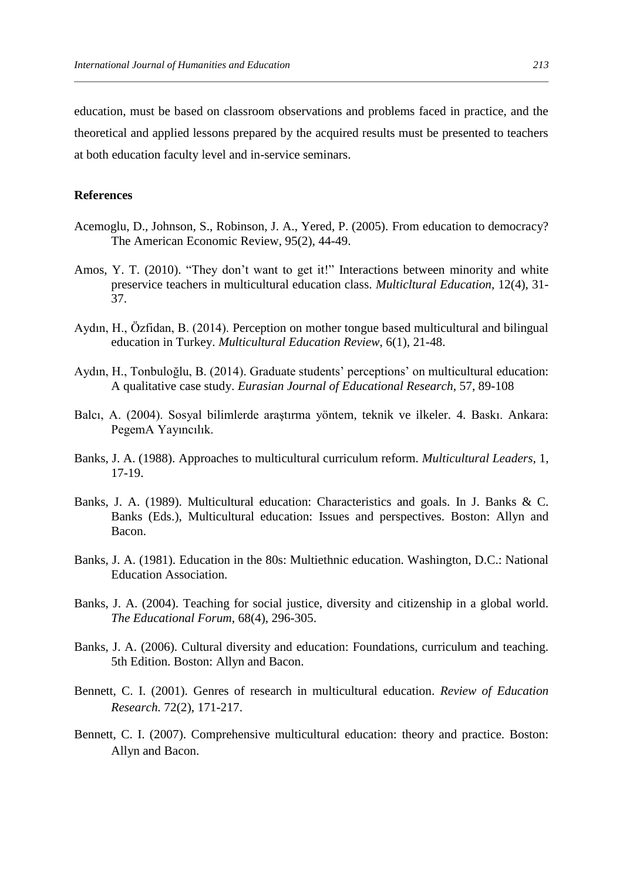education, must be based on classroom observations and problems faced in practice, and the theoretical and applied lessons prepared by the acquired results must be presented to teachers at both education faculty level and in-service seminars.

## References

Acemoglu, D., Johnson, S., Robinson, J. A., Yered, P. (2005). From education to democracy? The American Economic Review, 95(2), 44-49.

Amos, Y. T. (2010). “They don’t want to get it!” Interactions between minority and white preservice teachers in multicultural education class. *Multicltural Education,* 12(4), 31-37.

Aydın, H., Özfidan, B. (2014). Perception on mother tongue based multicultural and bilingual education in Turkey. *Multicultural Education Review*, 6(1), 21-48.

Aydın, H., Tonbuloğlu, B. (2014). Graduate students’ perceptions’ on multicultural education: A qualitative case study. *Eurasian Journal of Educational Research*, 57, 89-108

Balcı, A. (2004). Sosyal bilimlerde araştırma yöntem, teknik ve ilkeler. 4. Baskı. Ankara: PegemA Yayıncılık.

Banks, J. A. (1988). Approaches to multicultural curriculum reform. *Multicultural Leaders,* 1, 17-19.

Banks, J. A. (1989). Multicultural education: Characteristics and goals. In J. Banks & C. Banks (Eds.), Multicultural education: Issues and perspectives. Boston: Allyn and Bacon.

Banks, J. A. (1981). Education in the 80s: Multiethnic education. Washington, D.C.: National Education Association.

Banks, J. A. (2004). Teaching for social justice, diversity and citizenship in a global world. *The Educational Forum*, 68(4), 296-305.

Banks, J. A. (2006). Cultural diversity and education: Foundations, curriculum and teaching. 5th Edition. Boston: Allyn and Bacon.

Bennett, C. I. (2001). Genres of research in multicultural education. *Review of Education Research.* 72(2), 171-217.

Bennett, C. I. (2007). Comprehensive multicultural education: theory and practice. Boston: Allyn and Bacon.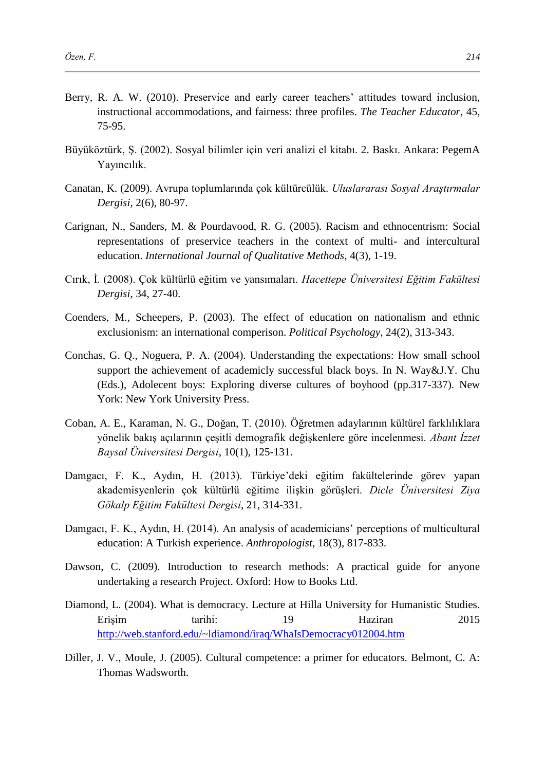Berry, R. A. W. (2010). Preservice and early career teachers' attitudes toward inclusion, instructional accommodations, and fairness: three profiles. *The Teacher Educator*, 45, 75-95.

Büyüköztürk, Ş. (2002). Sosyal bilimler için veri analizi el kitabı. 2. Baskı. Ankara: PegemA Yayıncılık.

Canatan, K. (2009). Avrupa toplumlarında çok kültürcülük. *Uluslararası Sosyal Araştırmalar Dergisi*, 2(6), 80-97.

Carignan, N., Sanders, M. & Pourdavood, R. G. (2005). Racism and ethnocentrism: Social representations of preservice teachers in the context of multi- and intercultural education. *International Journal of Qualitative Methods*, 4(3), 1-19.

Cırık, İ. (2008). Çok kültürlü eğitim ve yansımaları. *Hacettepe Üniversitesi Eğitim Fakültesi Dergisi*, 34, 27-40.

Coenders, M., Scheepers, P. (2003). The effect of education on nationalism and ethnic exclusionism: an international comperison. *Political Psychology*, 24(2), 313-343.

Conchas, G. Q., Noguera, P. A. (2004). Understanding the expectations: How small school support the achievement of academicly successful black boys. In N. Way&J.Y. Chu (Eds.), Adolecent boys: Exploring diverse cultures of boyhood (pp.317-337). New York: New York University Press.

Coban, A. E., Karaman, N. G., Doğan, T. (2010). Öğretmen adaylarının kültürel farklılıklara yönelik bakış açılarının çeşitli demografik değişkenlere göre incelenmesi. *Abant İzzet Baysal Üniversitesi Dergisi*, 10(1), 125-131.

Damgacı, F. K., Aydın, H. (2013). Türkiye'deki eğitim fakültelerinde görev yapan akademisyenlerin çok kültürlü eğitime ilişkin görüşleri. *Dicle Üniversitesi Ziya Gökalp Eğitim Fakültesi Dergisi*, 21, 314-331.

Damgacı, F. K., Aydın, H. (2014). An analysis of academicians' perceptions of multicultural education: A Turkish experience. *Anthropologist*, 18(3), 817-833.

Dawson, C. (2009). Introduction to research methods: A practical guide for anyone undertaking a research Project. Oxford: How to Books Ltd.

Diamond, L. (2004). What is democracy. Lecture at Hilla University for Humanistic Studies. Erişim tarihi: 19 Haziran 2015 http://web.stanford.edu/~ldiamond/iraq/WhaIsDemocracy012004.htm

Diller, J. V., Moule, J. (2005). Cultural competence: a primer for educators. Belmont, C. A: Thomas Wadsworth.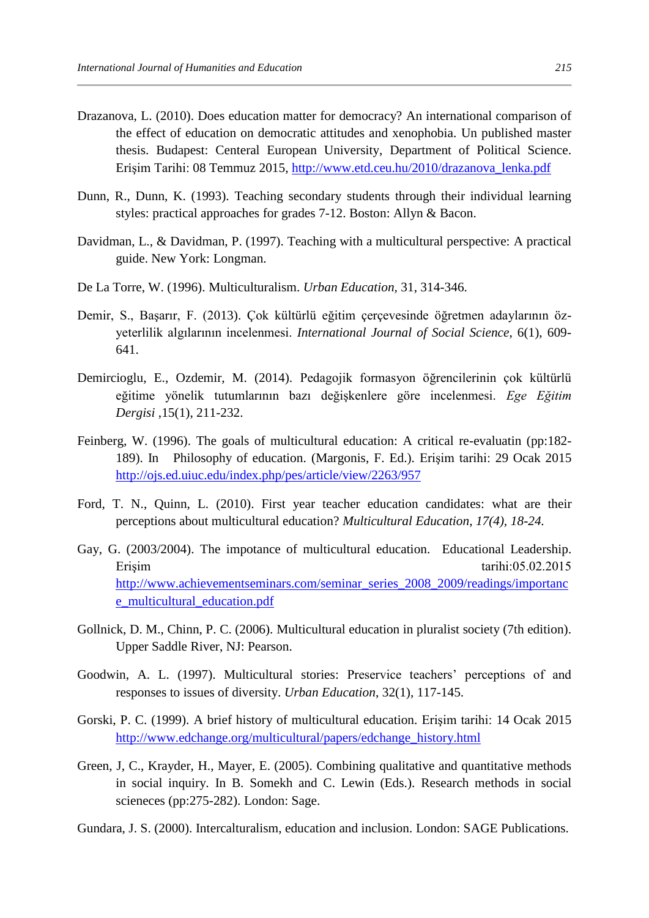Drazanova, L. (2010). Does education matter for democracy? An international comparison of the effect of education on democratic attitudes and xenophobia. Un published master thesis. Budapest: Centeral European University, Department of Political Science. Erişim Tarihi: 08 Temmuz 2015, http://www.etd.ceu.hu/2010/drazanova_lenka.pdf

Dunn, R., Dunn, K. (1993). Teaching secondary students through their individual learning styles: practical approaches for grades 7-12. Boston: Allyn & Bacon.

Davidman, L., & Davidman, P. (1997). Teaching with a multicultural perspective: A practical guide. New York: Longman.

De La Torre, W. (1996). Multiculturalism. *Urban Education*, 31, 314-346.

Demir, S., Başarır, F. (2013). Çok kültürlü eğitim çerçevesinde öğretmen adaylarının öz-yeterlilik algılarının incelenmesi. *International Journal of Social Science*, 6(1), 609-641.

Demircioglu, E., Ozdemir, M. (2014). Pedagojik formasyon öğrencilerinin çok kültürlü eğitime yönelik tutumlarının bazı değişkenlere göre incelenmesi. *Ege Eğitim Dergisi* ,15(1), 211-232.

Feinberg, W. (1996). The goals of multicultural education: A critical re-evaluatin (pp:182-189). In Philosophy of education. (Margonis, F. Ed.). Erişim tarihi: 29 Ocak 2015 http://ojs.ed.uiuc.edu/index.php/pes/article/view/2263/957

Ford, T. N., Quinn, L. (2010). First year teacher education candidates: what are their perceptions about multicultural education? *Multicultural Education, 17(4), 18-24.*

Gay, G. (2003/2004). The impotance of multicultural education. Educational Leadership. Erişim tarihi:05.02.2015 http://www.achievementseminars.com/seminar_series_2008_2009/readings/importance_multicultural_education.pdf

Gollnick, D. M., Chinn, P. C. (2006). Multicultural education in pluralist society (7th edition). Upper Saddle River, NJ: Pearson.

Goodwin, A. L. (1997). Multicultural stories: Preservice teachers' perceptions of and responses to issues of diversity. *Urban Education*, 32(1), 117-145.

Gorski, P. C. (1999). A brief history of multicultural education. Erişim tarihi: 14 Ocak 2015 http://www.edchange.org/multicultural/papers/edchange_history.html

Green, J, C., Krayder, H., Mayer, E. (2005). Combining qualitative and quantitative methods in social inquiry. In B. Somekh and C. Lewin (Eds.). Research methods in social scieneces (pp:275-282). London: Sage.

Gundara, J. S. (2000). Intercalturalism, education and inclusion. London: SAGE Publications.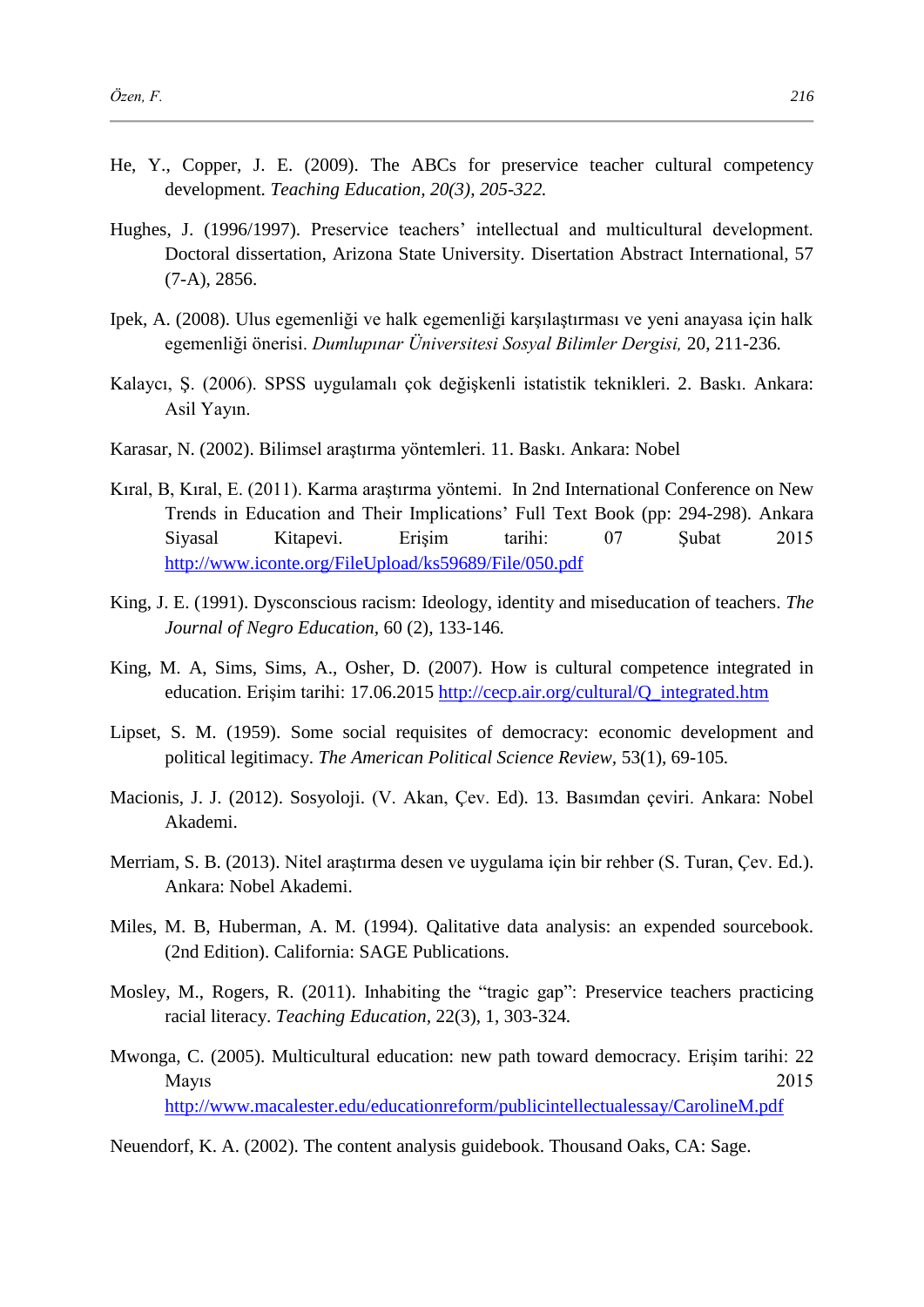He, Y., Copper, J. E. (2009). The ABCs for preservice teacher cultural competency development. *Teaching Education, 20(3), 205-322.*

Hughes, J. (1996/1997). Preservice teachers' intellectual and multicultural development. Doctoral dissertation, Arizona State University. Disertation Abstract International, 57 (7-A), 2856.

Ipek, A. (2008). Ulus egemenliği ve halk egemenliği karşılaştırması ve yeni anayasa için halk egemenliği önerisi. *Dumlupınar Üniversitesi Sosyal Bilimler Dergisi,* 20, 211-236.

Kalaycı, Ş. (2006). SPSS uygulamalı çok değişkenli istatistik teknikleri. 2. Baskı. Ankara: Asil Yayın.

Karasar, N. (2002). Bilimsel araştırma yöntemleri. 11. Baskı. Ankara: Nobel

Kıral, B, Kıral, E. (2011). Karma araştırma yöntemi. In 2nd International Conference on New Trends in Education and Their Implications' Full Text Book (pp: 294-298). Ankara Siyasal Kitapevi. Erişim tarihi: 07 Şubat 2015 http://www.iconte.org/FileUpload/ks59689/File/050.pdf

King, J. E. (1991). Dysconscious racism: Ideology, identity and miseducation of teachers. *The Journal of Negro Education,* 60 (2), 133-146.

King, M. A, Sims, Sims, A., Osher, D. (2007). How is cultural competence integrated in education. Erişim tarihi: 17.06.2015 http://cecp.air.org/cultural/Q_integrated.htm

Lipset, S. M. (1959). Some social requisites of democracy: economic development and political legitimacy. *The American Political Science Review,* 53(1), 69-105.

Macionis, J. J. (2012). Sosyoloji. (V. Akan, Çev. Ed). 13. Basımdan çeviri. Ankara: Nobel Akademi.

Merriam, S. B. (2013). Nitel araştırma desen ve uygulama için bir rehber (S. Turan, Çev. Ed.). Ankara: Nobel Akademi.

Miles, M. B, Huberman, A. M. (1994). Qalitative data analysis: an expended sourcebook. (2nd Edition). California: SAGE Publications.

Mosley, M., Rogers, R. (2011). Inhabiting the "tragic gap": Preservice teachers practicing racial literacy. *Teaching Education,* 22(3), 1, 303-324.

Mwonga, C. (2005). Multicultural education: new path toward democracy. Erişim tarihi: 22 Mayıs 2015 http://www.macalester.edu/educationreform/publicintellectualessay/CarolineM.pdf

Neuendorf, K. A. (2002). The content analysis guidebook. Thousand Oaks, CA: Sage.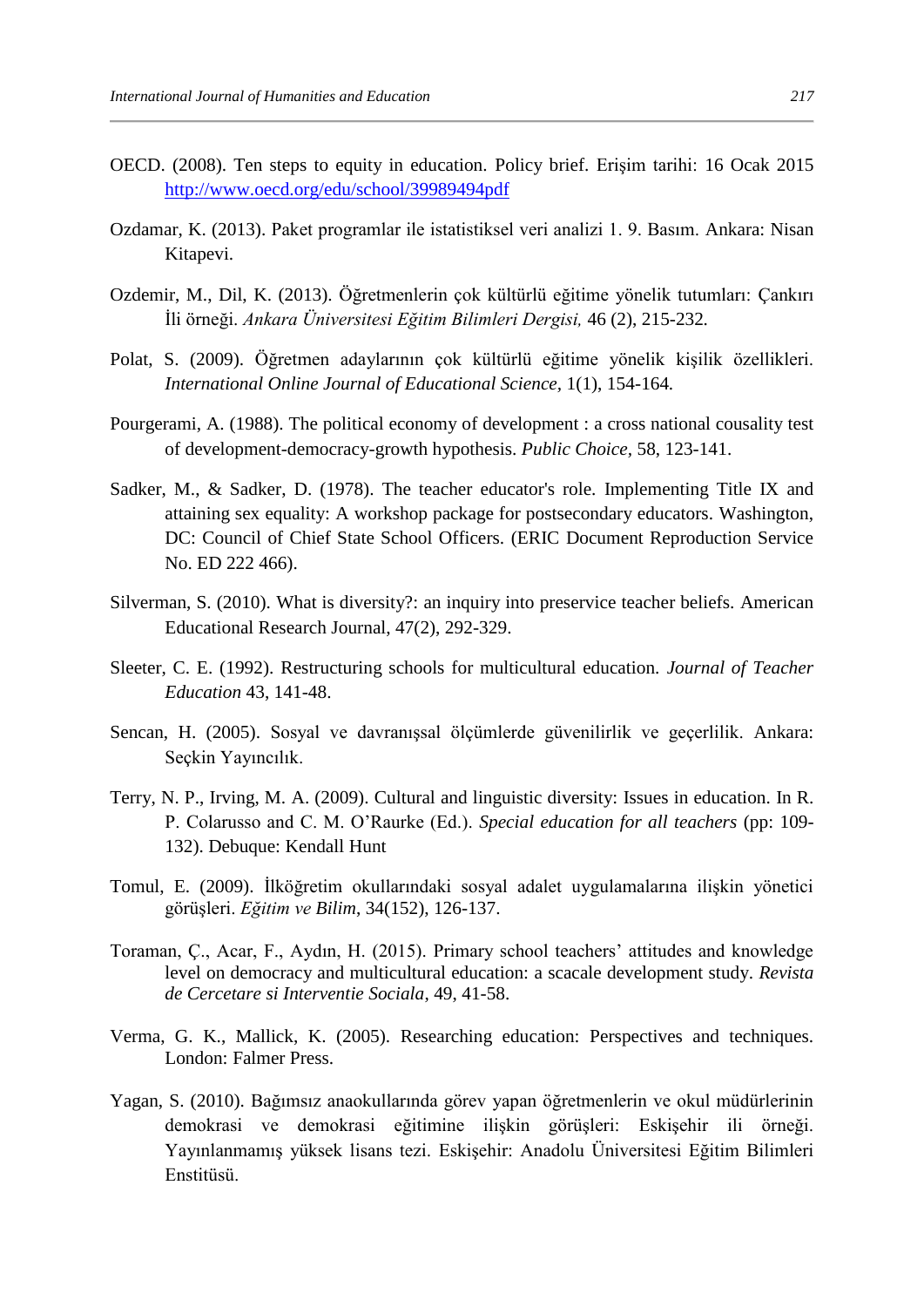OECD. (2008). Ten steps to equity in education. Policy brief. Erişim tarihi: 16 Ocak 2015 http://www.oecd.org/edu/school/39989494pdf

Ozdamar, K. (2013). Paket programlar ile istatistiksel veri analizi 1. 9. Basım. Ankara: Nisan Kitapevi.

Ozdemir, M., Dil, K. (2013). Öğretmenlerin çok kültürlü eğitime yönelik tutumları: Çankırı İli örneği. *Ankara Üniversitesi Eğitim Bilimleri Dergisi,* 46 (2), 215-232.

Polat, S. (2009). Öğretmen adaylarının çok kültürlü eğitime yönelik kişilik özellikleri. *International Online Journal of Educational Science*, 1(1), 154-164.

Pourgerami, A. (1988). The political economy of development : a cross national cousality test of development-democracy-growth hypothesis. *Public Choice,* 58, 123-141.

Sadker, M., & Sadker, D. (1978). The teacher educator's role. Implementing Title IX and attaining sex equality: A workshop package for postsecondary educators. Washington, DC: Council of Chief State School Officers. (ERIC Document Reproduction Service No. ED 222 466).

Silverman, S. (2010). What is diversity?: an inquiry into preservice teacher beliefs. American Educational Research Journal, 47(2), 292-329.

Sleeter, C. E. (1992). Restructuring schools for multicultural education. *Journal of Teacher Education* 43, 141-48.

Sencan, H. (2005). Sosyal ve davranışsal ölçümlerde güvenilirlik ve geçerlilik. Ankara: Seçkin Yayıncılık.

Terry, N. P., Irving, M. A. (2009). Cultural and linguistic diversity: Issues in education. In R. P. Colarusso and C. M. O'Raurke (Ed.). *Special education for all teachers* (pp: 109-132). Debuque: Kendall Hunt

Tomul, E. (2009). İlköğretim okullarındaki sosyal adalet uygulamalarına ilişkin yönetici görüşleri. *Eğitim ve Bilim*, 34(152), 126-137.

Toraman, Ç., Acar, F., Aydın, H. (2015). Primary school teachers' attitudes and knowledge level on democracy and multicultural education: a scacale development study. *Revista de Cercetare si Interventie Sociala*, 49, 41-58.

Verma, G. K., Mallick, K. (2005). Researching education: Perspectives and techniques. London: Falmer Press.

Yagan, S. (2010). Bağımsız anaokullarında görev yapan öğretmenlerin ve okul müdürlerinin demokrasi ve demokrasi eğitimine ilişkin görüşleri: Eskişehir ili örneği. Yayınlanmamış yüksek lisans tezi. Eskişehir: Anadolu Üniversitesi Eğitim Bilimleri Enstitüsü.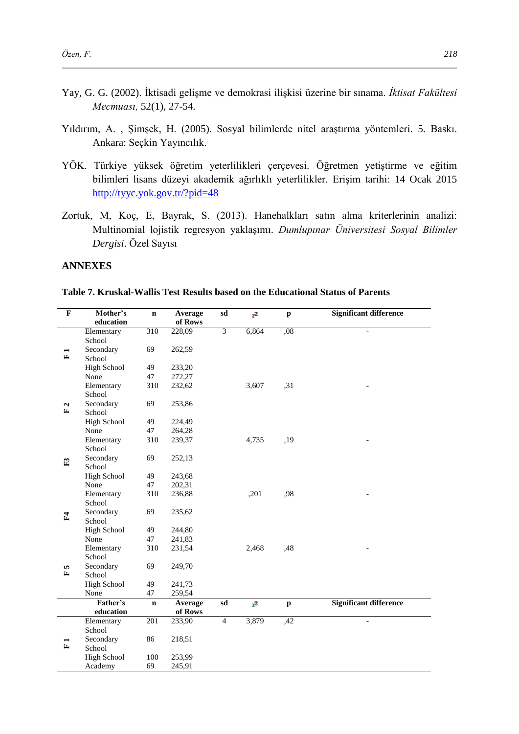Yay, G. G. (2002). İktisadi gelişme ve demokrasi ilişkisi üzerine bir sınama. *İktisat Fakültesi Mecmuası,* 52(1), 27-54.

Yıldırım, A. , Şimşek, H. (2005). Sosyal bilimlerde nitel araştırma yöntemleri. 5. Baskı. Ankara: Seçkin Yayıncılık.

YÖK. Türkiye yüksek öğretim yeterlilikleri çerçevesi. Öğretmen yetiştirme ve eğitim bilimleri lisans düzeyi akademik ağırlıklı yeterlilikler. Erişim tarihi: 14 Ocak 2015 http://tyyc.yok.gov.tr/?pid=48

Zortuk, M, Koç, E, Bayrak, S. (2013). Hanehalkları satın alma kriterlerinin analizi: Multinomial lojistik regresyon yaklaşımı. *Dumlupınar Üniversitesi Sosyal Bilimler Dergisi*. Özel Sayısı

## ANNEXES

**Table 7. Kruskal-Wallis Test Results based on the Educational Status of Parents**

| F | Mother's education | n | Average of Rows | sd | $\chi^2$ | p | Significant difference |
|---|---|---|---|---|---|---|---|
| F 1 | Elementary School | 310 | 228,09 | 3 | 6,864 | ,08 | - |
| | Secondary School | 69 | 262,59 | | | | |
| | High School | 49 | 233,20 | | | | |
| | None | 47 | 272,27 | | | | |
| F 2 | Elementary School | 310 | 232,62 | | 3,607 | ,31 | - |
| | Secondary School | 69 | 253,86 | | | | |
| | High School | 49 | 224,49 | | | | |
| | None | 47 | 264,28 | | | | |
| F3 | Elementary School | 310 | 239,37 | | 4,735 | ,19 | - |
| | Secondary School | 69 | 252,13 | | | | |
| | High School | 49 | 243,68 | | | | |
| | None | 47 | 202,31 | | | | |
| F4 | Elementary School | 310 | 236,88 | | ,201 | ,98 | - |
| | Secondary School | 69 | 235,62 | | | | |
| | High School | 49 | 244,80 | | | | |
| | None | 47 | 241,83 | | | | |
| F 5 | Elementary School | 310 | 231,54 | | 2,468 | ,48 | - |
| | Secondary School | 69 | 249,70 | | | | |
| | High School | 49 | 241,73 | | | | |
| | None | 47 | 259,54 | | | | |
| | **Father's education** | **n** | **Average of Rows** | **sd** | $\chi^2$ | **p** | **Significant difference** |
| F 1 | Elementary School | 201 | 233,90 | 4 | 3,879 | ,42 | - |
| | Secondary School | 86 | 218,51 | | | | |
| | High School | 100 | 253,99 | | | | |
| | Academy | 69 | 245,91 | | | | |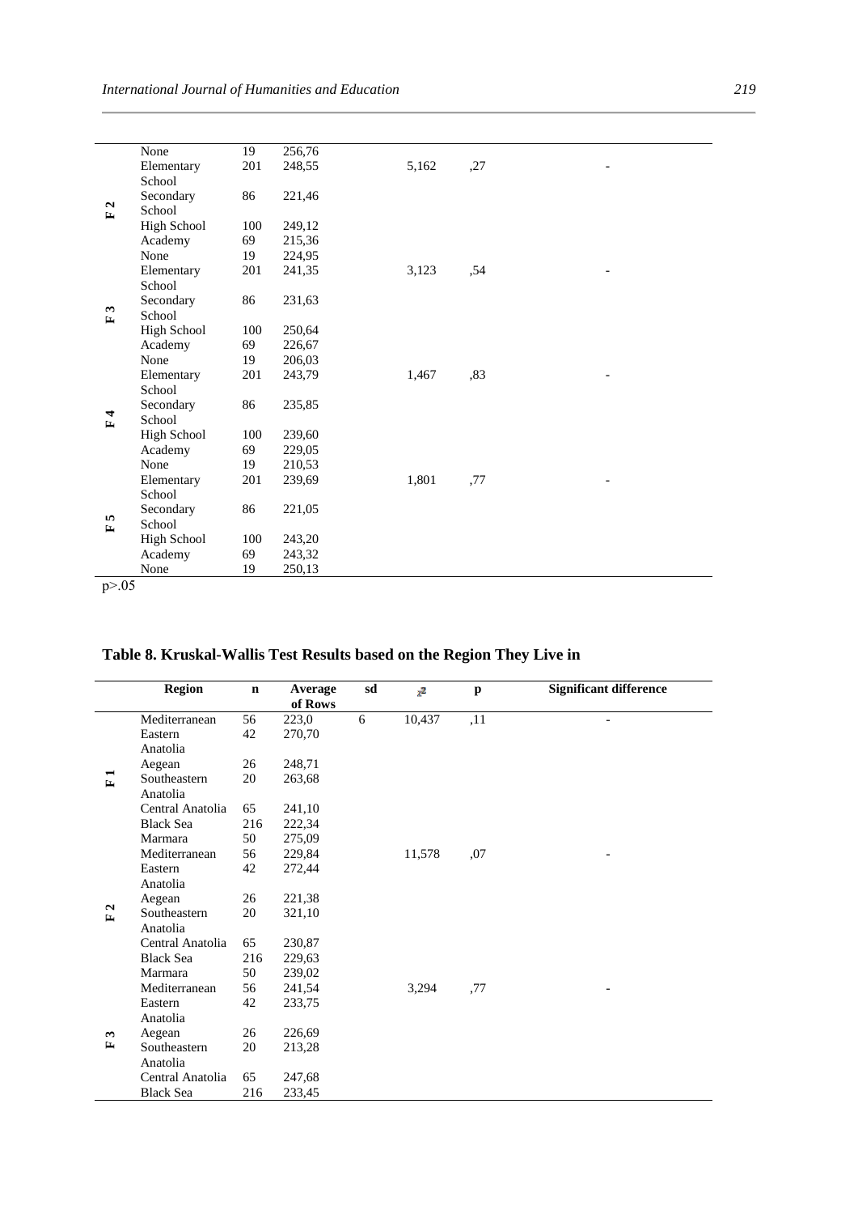| | | | | | | | |
|---|---|---|---|---|---|---|---|
| F 2 | Elementary School | 201 | 248,55 | | 5,162 | ,27 | - |
| | Secondary School | 86 | 221,46 | | | | |
| | High School | 100 | 249,12 | | | | |
| | Academy | 69 | 215,36 | | | | |
| | None | 19 | 224,95 | | | | |
| F 3 | Elementary School | 201 | 241,35 | | 3,123 | ,54 | - |
| | Secondary School | 86 | 231,63 | | | | |
| | High School | 100 | 250,64 | | | | |
| | Academy | 69 | 226,67 | | | | |
| | None | 19 | 206,03 | | | | |
| F 4 | Elementary School | 201 | 243,79 | | 1,467 | ,83 | - |
| | Secondary School | 86 | 235,85 | | | | |
| | High School | 100 | 239,60 | | | | |
| | Academy | 69 | 229,05 | | | | |
| | None | 19 | 210,53 | | | | |
| F 5 | Elementary School | 201 | 239,69 | | 1,801 | ,77 | - |
| | Secondary School | 86 | 221,05 | | | | |
| | High School | 100 | 243,20 | | | | |
| | Academy | 69 | 243,32 | | | | |
| | None | 19 | 250,13 | | | | |

Note: the first row above the table on this page continues from the previous page: None | 19 | 256,76

$p > .05$

**Table 8. Kruskal-Wallis Test Results based on the Region They Live in**

| | Region | n | Average of Rows | sd | $\chi^2$ | p | Significant difference |
|---|---|---|---|---|---|---|---|
| F 1 | Mediterranean | 56 | 223,0 | 6 | 10,437 | ,11 | - |
| | Eastern Anatolia | 42 | 270,70 | | | | |
| | Aegean | 26 | 248,71 | | | | |
| | Southeastern Anatolia | 20 | 263,68 | | | | |
| | Central Anatolia | 65 | 241,10 | | | | |
| | Black Sea | 216 | 222,34 | | | | |
| | Marmara | 50 | 275,09 | | | | |
| F 2 | Mediterranean | 56 | 229,84 | | 11,578 | ,07 | - |
| | Eastern Anatolia | 42 | 272,44 | | | | |
| | Aegean | 26 | 221,38 | | | | |
| | Southeastern Anatolia | 20 | 321,10 | | | | |
| | Central Anatolia | 65 | 230,87 | | | | |
| | Black Sea | 216 | 229,63 | | | | |
| | Marmara | 50 | 239,02 | | | | |
| F 3 | Mediterranean | 56 | 241,54 | | 3,294 | ,77 | - |
| | Eastern Anatolia | 42 | 233,75 | | | | |
| | Aegean | 26 | 226,69 | | | | |
| | Southeastern Anatolia | 20 | 213,28 | | | | |
| | Central Anatolia | 65 | 247,68 | | | | |
| | Black Sea | 216 | 233,45 | | | | |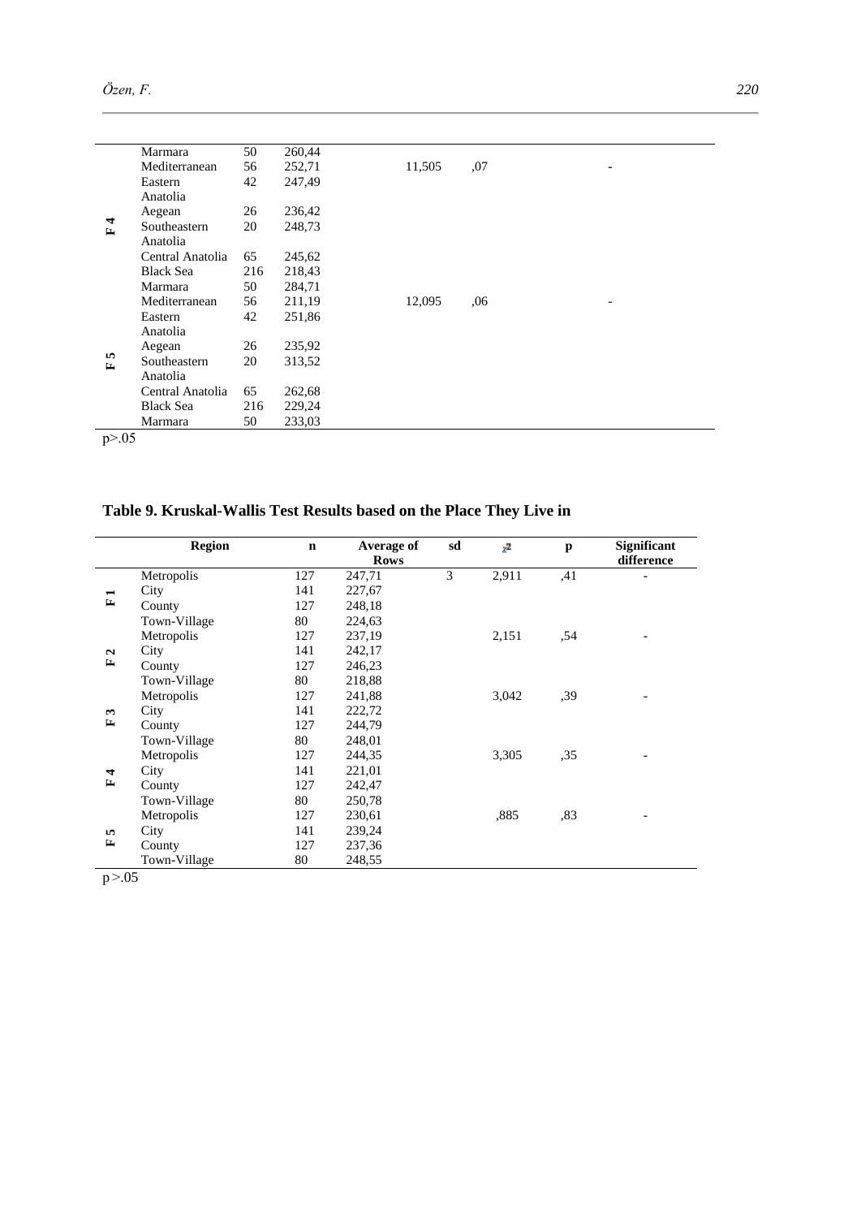| | | | | | | | |
|---|---|---|---|---|---|---|---|
| | Marmara | 50 | 260,44 | | | | |
| | Mediterranean | 56 | 252,71 | | 11,505 | ,07 | - |
| | Eastern Anatolia | 42 | 247,49 | | | | |
| | Aegean | 26 | 236,42 | | | | |
| F 4 | Southeastern Anatolia | 20 | 248,73 | | | | |
| | Central Anatolia | 65 | 245,62 | | | | |
| | Black Sea | 216 | 218,43 | | | | |
| | Marmara | 50 | 284,71 | | | | |
| | Mediterranean | 56 | 211,19 | | 12,095 | ,06 | - |
| | Eastern Anatolia | 42 | 251,86 | | | | |
| | Aegean | 26 | 235,92 | | | | |
| F 5 | Southeastern Anatolia | 20 | 313,52 | | | | |
| | Central Anatolia | 65 | 262,68 | | | | |
| | Black Sea | 216 | 229,24 | | | | |
| | Marmara | 50 | 233,03 | | | | |

p>.05

**Table 9. Kruskal-Wallis Test Results based on the Place They Live in**

| | Region | n | Average of Rows | sd | $\chi^2$ | p | Significant difference |
|---|---|---|---|---|---|---|---|
| F 1 | Metropolis | 127 | 247,71 | 3 | 2,911 | ,41 | - |
| | City | 141 | 227,67 | | | | |
| | County | 127 | 248,18 | | | | |
| | Town-Village | 80 | 224,63 | | | | |
| F 2 | Metropolis | 127 | 237,19 | | 2,151 | ,54 | - |
| | City | 141 | 242,17 | | | | |
| | County | 127 | 246,23 | | | | |
| | Town-Village | 80 | 218,88 | | | | |
| F 3 | Metropolis | 127 | 241,88 | | 3,042 | ,39 | - |
| | City | 141 | 222,72 | | | | |
| | County | 127 | 244,79 | | | | |
| | Town-Village | 80 | 248,01 | | | | |
| F 4 | Metropolis | 127 | 244,35 | | 3,305 | ,35 | - |
| | City | 141 | 221,01 | | | | |
| | County | 127 | 242,47 | | | | |
| | Town-Village | 80 | 250,78 | | | | |
| F 5 | Metropolis | 127 | 230,61 | | ,885 | ,83 | - |
| | City | 141 | 239,24 | | | | |
| | County | 127 | 237,36 | | | | |
| | Town-Village | 80 | 248,55 | | | | |

p >.05